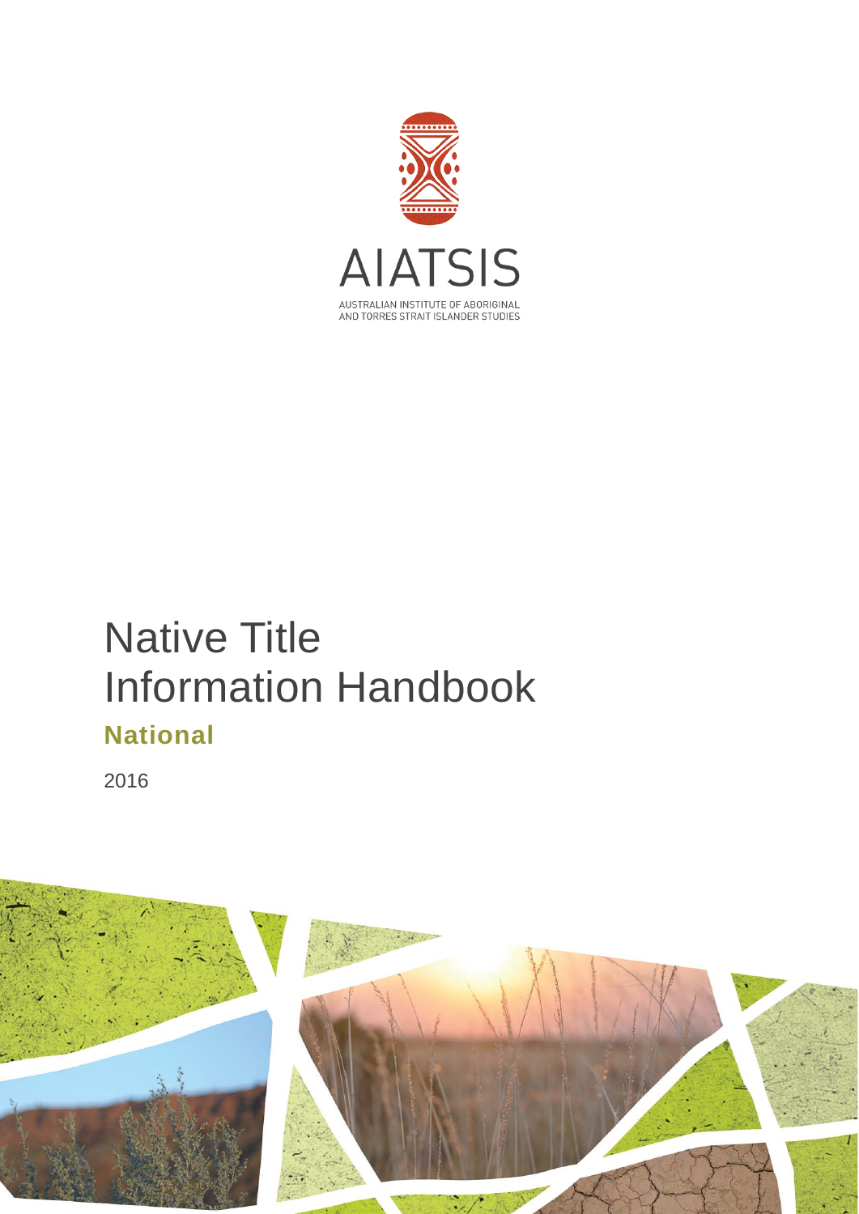AIATSIS

AUSTRALIAN INSTITUTE OF ABORIGINAL AND TORRES STRAIT ISLANDER STUDIES

# Native Title Information Handbook

## National

2016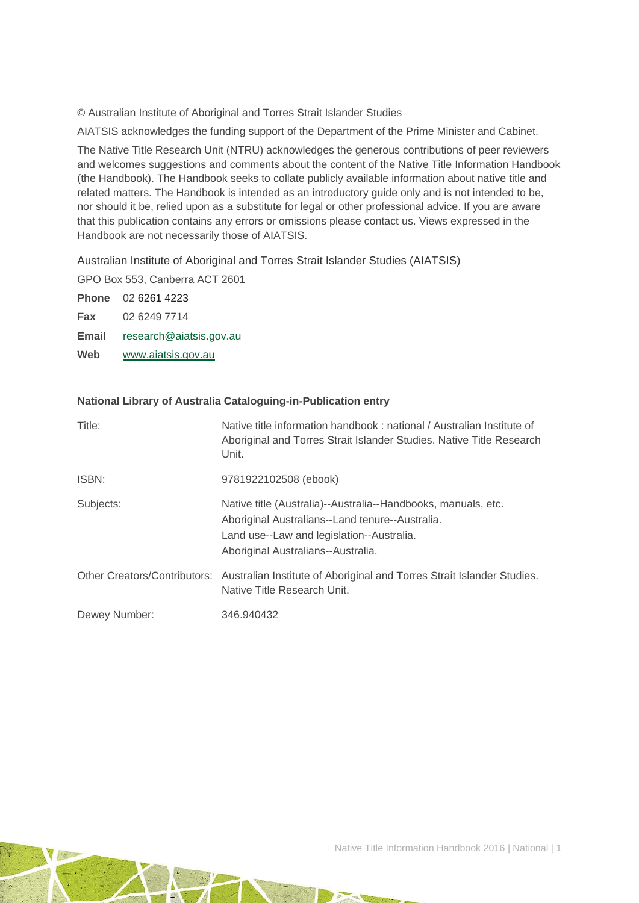© Australian Institute of Aboriginal and Torres Strait Islander Studies

AIATSIS acknowledges the funding support of the Department of the Prime Minister and Cabinet.

The Native Title Research Unit (NTRU) acknowledges the generous contributions of peer reviewers and welcomes suggestions and comments about the content of the Native Title Information Handbook (the Handbook). The Handbook seeks to collate publicly available information about native title and related matters. The Handbook is intended as an introductory guide only and is not intended to be, nor should it be, relied upon as a substitute for legal or other professional advice. If you are aware that this publication contains any errors or omissions please contact us. Views expressed in the Handbook are not necessarily those of AIATSIS.

Australian Institute of Aboriginal and Torres Strait Islander Studies (AIATSIS)

GPO Box 553, Canberra ACT 2601

**Phone** 02 6261 4223

**Fax** 02 6249 7714

**Email** research@aiatsis.gov.au

**Web** www.aiatsis.gov.au

**National Library of Australia Cataloguing-in-Publication entry**

| | |
|---|---|
| Title: | Native title information handbook : national / Australian Institute of Aboriginal and Torres Strait Islander Studies. Native Title Research Unit. |
| ISBN: | 9781922102508 (ebook) |
| Subjects: | Native title (Australia)--Australia--Handbooks, manuals, etc.<br>Aboriginal Australians--Land tenure--Australia.<br>Land use--Law and legislation--Australia.<br>Aboriginal Australians--Australia. |
| Other Creators/Contributors: | Australian Institute of Aboriginal and Torres Strait Islander Studies. Native Title Research Unit. |
| Dewey Number: | 346.940432 |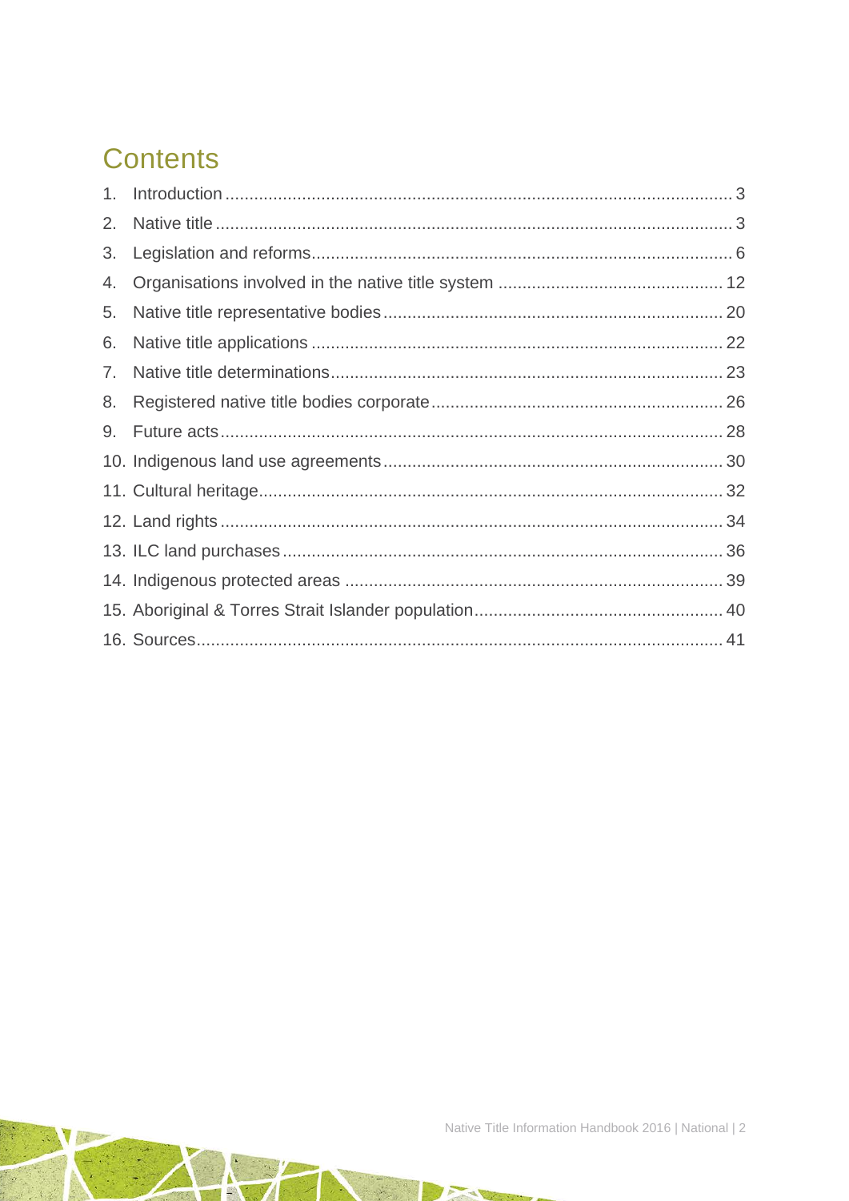# Contents

1. Introduction ........................................................................................................ 3
2. Native title .......................................................................................................... 3
3. Legislation and reforms....................................................................................... 6
4. Organisations involved in the native title system .............................................. 12
5. Native title representative bodies ..................................................................... 20
6. Native title applications .................................................................................... 22
7. Native title determinations................................................................................ 23
8. Registered native title bodies corporate ............................................................ 26
9. Future acts ....................................................................................................... 28
10. Indigenous land use agreements ..................................................................... 30
11. Cultural heritage............................................................................................... 32
12. Land rights ....................................................................................................... 34
13. ILC land purchases .......................................................................................... 36
14. Indigenous protected areas ............................................................................. 39
15. Aboriginal & Torres Strait Islander population.................................................. 40
16. Sources............................................................................................................ 41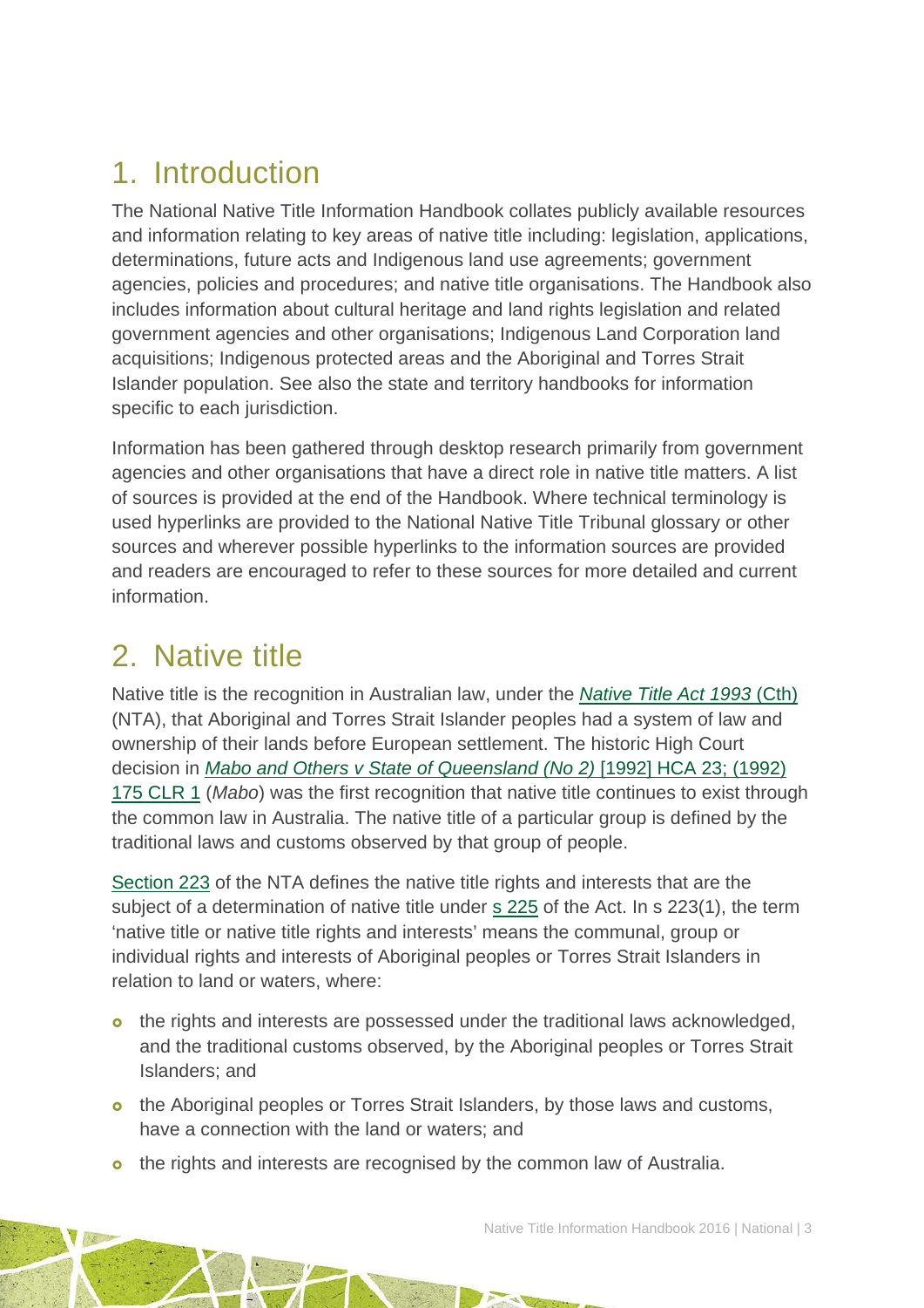## 1. Introduction

The National Native Title Information Handbook collates publicly available resources and information relating to key areas of native title including: legislation, applications, determinations, future acts and Indigenous land use agreements; government agencies, policies and procedures; and native title organisations. The Handbook also includes information about cultural heritage and land rights legislation and related government agencies and other organisations; Indigenous Land Corporation land acquisitions; Indigenous protected areas and the Aboriginal and Torres Strait Islander population. See also the state and territory handbooks for information specific to each jurisdiction.

Information has been gathered through desktop research primarily from government agencies and other organisations that have a direct role in native title matters. A list of sources is provided at the end of the Handbook. Where technical terminology is used hyperlinks are provided to the National Native Title Tribunal glossary or other sources and wherever possible hyperlinks to the information sources are provided and readers are encouraged to refer to these sources for more detailed and current information.

## 2. Native title

Native title is the recognition in Australian law, under the *Native Title Act 1993* (Cth) (NTA), that Aboriginal and Torres Strait Islander peoples had a system of law and ownership of their lands before European settlement. The historic High Court decision in *Mabo and Others v State of Queensland (No 2)* [1992] HCA 23; (1992) 175 CLR 1 (*Mabo*) was the first recognition that native title continues to exist through the common law in Australia. The native title of a particular group is defined by the traditional laws and customs observed by that group of people.

Section 223 of the NTA defines the native title rights and interests that are the subject of a determination of native title under s 225 of the Act. In s 223(1), the term 'native title or native title rights and interests' means the communal, group or individual rights and interests of Aboriginal peoples or Torres Strait Islanders in relation to land or waters, where:

- the rights and interests are possessed under the traditional laws acknowledged, and the traditional customs observed, by the Aboriginal peoples or Torres Strait Islanders; and
- the Aboriginal peoples or Torres Strait Islanders, by those laws and customs, have a connection with the land or waters; and
- the rights and interests are recognised by the common law of Australia.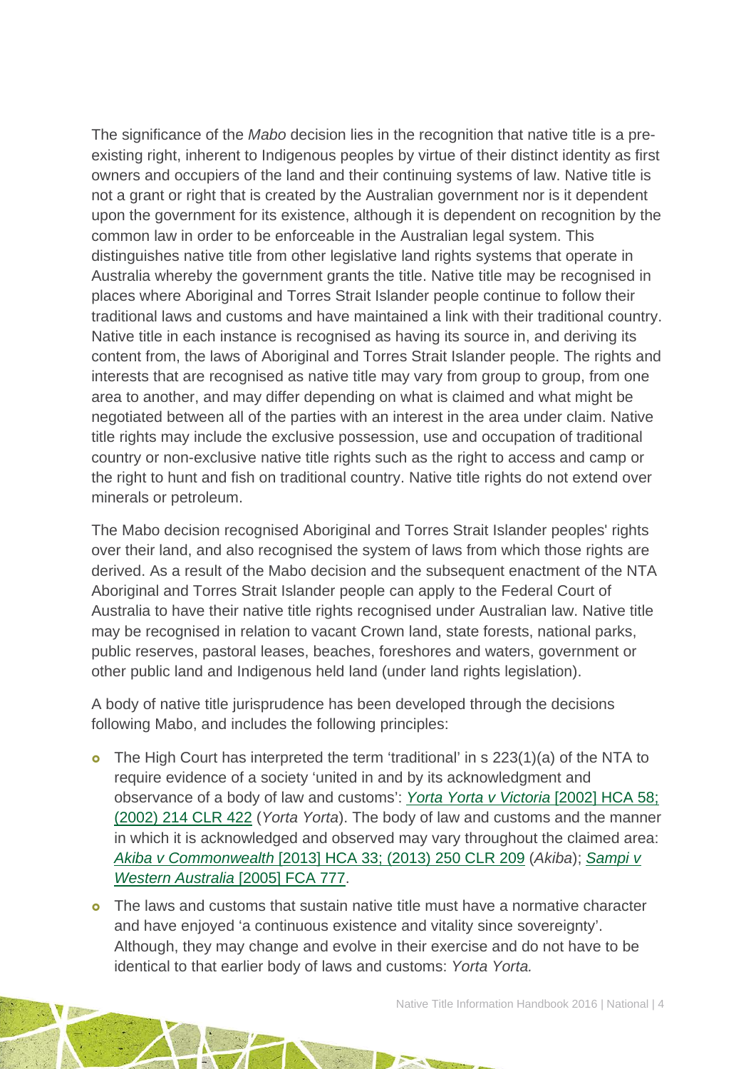The significance of the *Mabo* decision lies in the recognition that native title is a pre-existing right, inherent to Indigenous peoples by virtue of their distinct identity as first owners and occupiers of the land and their continuing systems of law. Native title is not a grant or right that is created by the Australian government nor is it dependent upon the government for its existence, although it is dependent on recognition by the common law in order to be enforceable in the Australian legal system. This distinguishes native title from other legislative land rights systems that operate in Australia whereby the government grants the title. Native title may be recognised in places where Aboriginal and Torres Strait Islander people continue to follow their traditional laws and customs and have maintained a link with their traditional country. Native title in each instance is recognised as having its source in, and deriving its content from, the laws of Aboriginal and Torres Strait Islander people. The rights and interests that are recognised as native title may vary from group to group, from one area to another, and may differ depending on what is claimed and what might be negotiated between all of the parties with an interest in the area under claim. Native title rights may include the exclusive possession, use and occupation of traditional country or non-exclusive native title rights such as the right to access and camp or the right to hunt and fish on traditional country. Native title rights do not extend over minerals or petroleum.

The Mabo decision recognised Aboriginal and Torres Strait Islander peoples' rights over their land, and also recognised the system of laws from which those rights are derived. As a result of the Mabo decision and the subsequent enactment of the NTA Aboriginal and Torres Strait Islander people can apply to the Federal Court of Australia to have their native title rights recognised under Australian law. Native title may be recognised in relation to vacant Crown land, state forests, national parks, public reserves, pastoral leases, beaches, foreshores and waters, government or other public land and Indigenous held land (under land rights legislation).

A body of native title jurisprudence has been developed through the decisions following Mabo, and includes the following principles:

- The High Court has interpreted the term 'traditional' in s 223(1)(a) of the NTA to require evidence of a society 'united in and by its acknowledgment and observance of a body of law and customs': *Yorta Yorta v Victoria* [2002] HCA 58; (2002) 214 CLR 422 (*Yorta Yorta*). The body of law and customs and the manner in which it is acknowledged and observed may vary throughout the claimed area: *Akiba v Commonwealth* [2013] HCA 33; (2013) 250 CLR 209 (*Akiba*); *Sampi v Western Australia* [2005] FCA 777.
- The laws and customs that sustain native title must have a normative character and have enjoyed 'a continuous existence and vitality since sovereignty'. Although, they may change and evolve in their exercise and do not have to be identical to that earlier body of laws and customs: *Yorta Yorta.*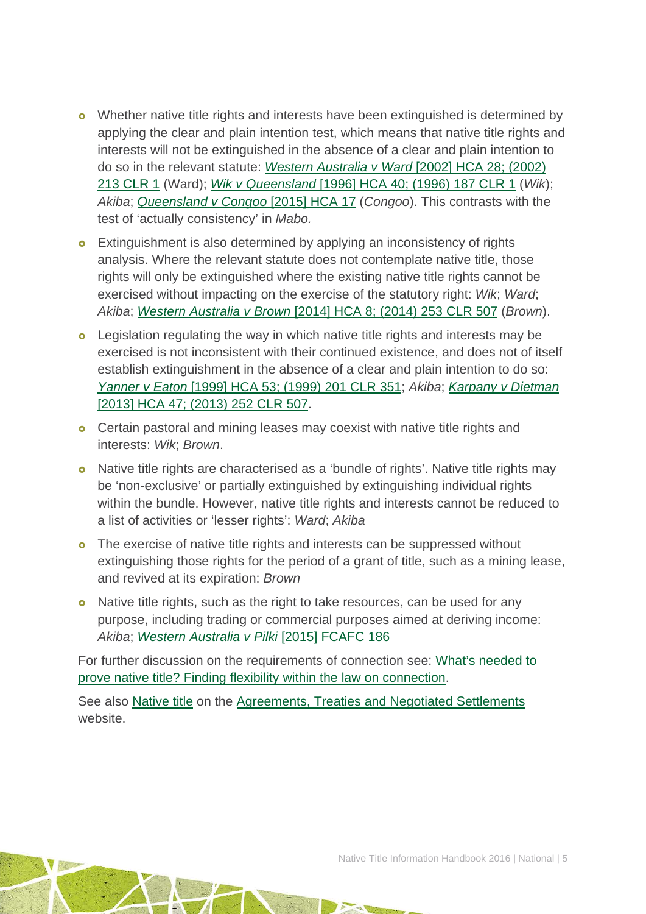- Whether native title rights and interests have been extinguished is determined by applying the clear and plain intention test, which means that native title rights and interests will not be extinguished in the absence of a clear and plain intention to do so in the relevant statute: [*Western Australia v Ward* [2002] HCA 28; (2002) 213 CLR 1]() (Ward); [*Wik v Queensland* [1996] HCA 40; (1996) 187 CLR 1]() (*Wik*); *Akiba*; [*Queensland v Congoo* [2015] HCA 17]() (*Congoo*). This contrasts with the test of 'actually consistency' in *Mabo.*
- Extinguishment is also determined by applying an inconsistency of rights analysis. Where the relevant statute does not contemplate native title, those rights will only be extinguished where the existing native title rights cannot be exercised without impacting on the exercise of the statutory right: *Wik*; *Ward*; *Akiba*; [*Western Australia v Brown* [2014] HCA 8; (2014) 253 CLR 507]() (*Brown*).
- Legislation regulating the way in which native title rights and interests may be exercised is not inconsistent with their continued existence, and does not of itself establish extinguishment in the absence of a clear and plain intention to do so: [*Yanner v Eaton* [1999] HCA 53; (1999) 201 CLR 351](); *Akiba*; [*Karpany v Dietman* [2013] HCA 47; (2013) 252 CLR 507]().
- Certain pastoral and mining leases may coexist with native title rights and interests: *Wik*; *Brown*.
- Native title rights are characterised as a 'bundle of rights'. Native title rights may be 'non-exclusive' or partially extinguished by extinguishing individual rights within the bundle. However, native title rights and interests cannot be reduced to a list of activities or 'lesser rights': *Ward*; *Akiba*
- The exercise of native title rights and interests can be suppressed without extinguishing those rights for the period of a grant of title, such as a mining lease, and revived at its expiration: *Brown*
- Native title rights, such as the right to take resources, can be used for any purpose, including trading or commercial purposes aimed at deriving income: *Akiba*; [*Western Australia v Pilki* [2015] FCAFC 186]()

For further discussion on the requirements of connection see: [What's needed to prove native title? Finding flexibility within the law on connection]().

See also [Native title]() on the [Agreements, Treaties and Negotiated Settlements]() website.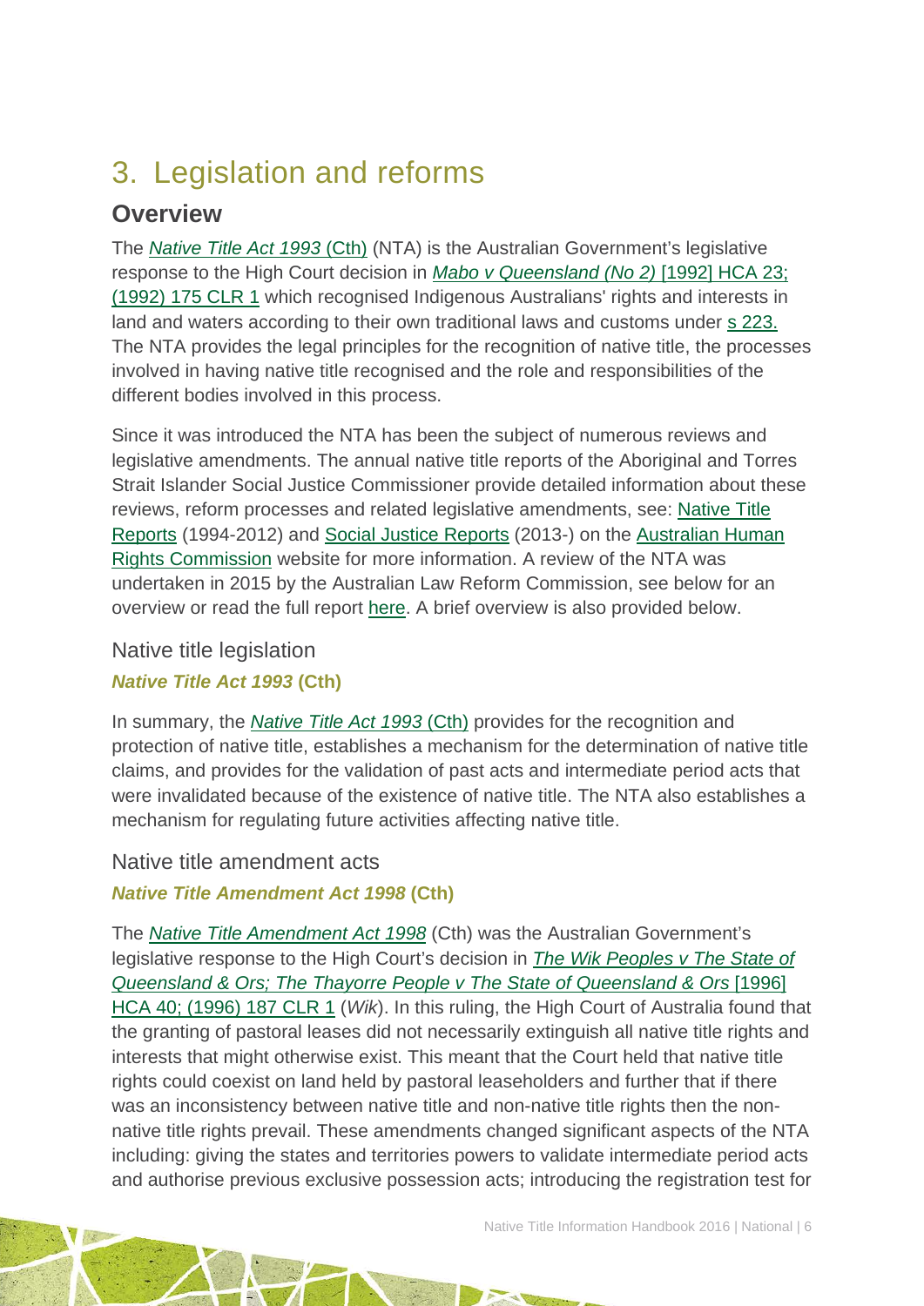# 3. Legislation and reforms

## Overview

The *Native Title Act 1993* (Cth) (NTA) is the Australian Government's legislative response to the High Court decision in *Mabo v Queensland (No 2)* [1992] HCA 23; (1992) 175 CLR 1 which recognised Indigenous Australians' rights and interests in land and waters according to their own traditional laws and customs under s 223. The NTA provides the legal principles for the recognition of native title, the processes involved in having native title recognised and the role and responsibilities of the different bodies involved in this process.

Since it was introduced the NTA has been the subject of numerous reviews and legislative amendments. The annual native title reports of the Aboriginal and Torres Strait Islander Social Justice Commissioner provide detailed information about these reviews, reform processes and related legislative amendments, see: Native Title Reports (1994-2012) and Social Justice Reports (2013-) on the Australian Human Rights Commission website for more information. A review of the NTA was undertaken in 2015 by the Australian Law Reform Commission, see below for an overview or read the full report here. A brief overview is also provided below.

### Native title legislation

#### *Native Title Act 1993* (Cth)

In summary, the *Native Title Act 1993* (Cth) provides for the recognition and protection of native title, establishes a mechanism for the determination of native title claims, and provides for the validation of past acts and intermediate period acts that were invalidated because of the existence of native title. The NTA also establishes a mechanism for regulating future activities affecting native title.

### Native title amendment acts

#### *Native Title Amendment Act 1998* (Cth)

The *Native Title Amendment Act 1998* (Cth) was the Australian Government's legislative response to the High Court's decision in *The Wik Peoples v The State of Queensland & Ors; The Thayorre People v The State of Queensland & Ors* [1996] HCA 40; (1996) 187 CLR 1 (*Wik*). In this ruling, the High Court of Australia found that the granting of pastoral leases did not necessarily extinguish all native title rights and interests that might otherwise exist. This meant that the Court held that native title rights could coexist on land held by pastoral leaseholders and further that if there was an inconsistency between native title and non-native title rights then the non-native title rights prevail. These amendments changed significant aspects of the NTA including: giving the states and territories powers to validate intermediate period acts and authorise previous exclusive possession acts; introducing the registration test for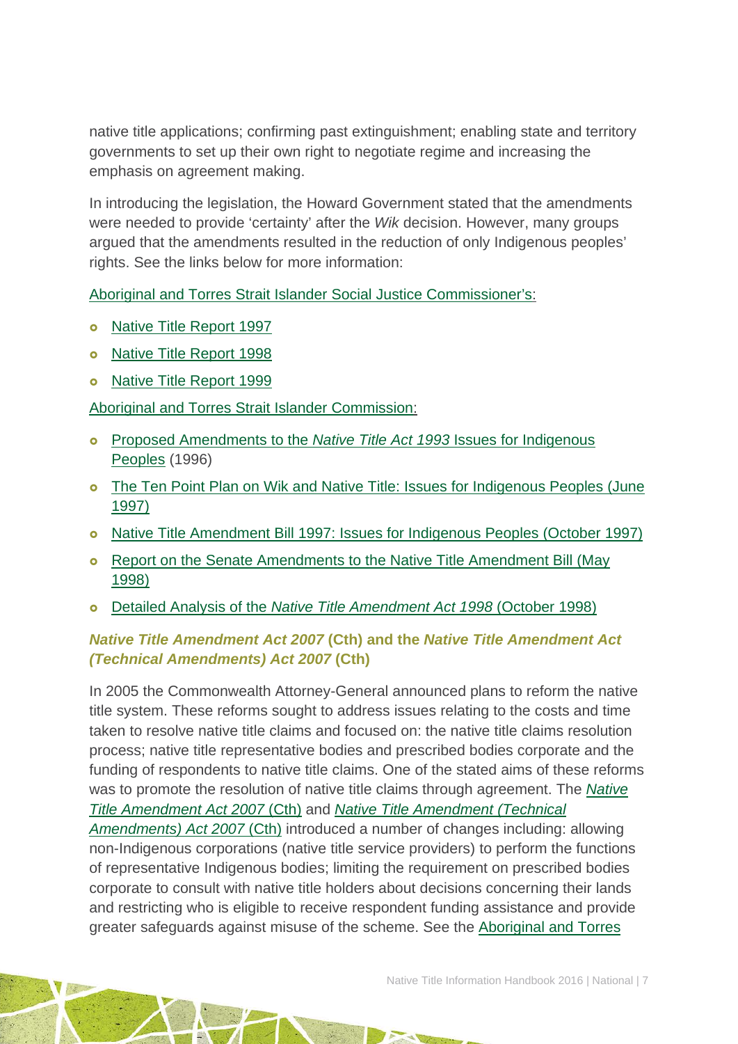native title applications; confirming past extinguishment; enabling state and territory governments to set up their own right to negotiate regime and increasing the emphasis on agreement making.

In introducing the legislation, the Howard Government stated that the amendments were needed to provide 'certainty' after the *Wik* decision. However, many groups argued that the amendments resulted in the reduction of only Indigenous peoples' rights. See the links below for more information:

Aboriginal and Torres Strait Islander Social Justice Commissioner's:

- Native Title Report 1997
- Native Title Report 1998
- Native Title Report 1999

Aboriginal and Torres Strait Islander Commission:

- Proposed Amendments to the *Native Title Act 1993* Issues for Indigenous Peoples (1996)
- The Ten Point Plan on Wik and Native Title: Issues for Indigenous Peoples (June 1997)
- Native Title Amendment Bill 1997: Issues for Indigenous Peoples (October 1997)
- Report on the Senate Amendments to the Native Title Amendment Bill (May 1998)
- Detailed Analysis of the *Native Title Amendment Act 1998* (October 1998)

### *Native Title Amendment Act 2007* (Cth) and the *Native Title Amendment Act (Technical Amendments) Act 2007* (Cth)

In 2005 the Commonwealth Attorney-General announced plans to reform the native title system. These reforms sought to address issues relating to the costs and time taken to resolve native title claims and focused on: the native title claims resolution process; native title representative bodies and prescribed bodies corporate and the funding of respondents to native title claims. One of the stated aims of these reforms was to promote the resolution of native title claims through agreement. The *Native Title Amendment Act 2007* (Cth) and *Native Title Amendment (Technical Amendments) Act 2007* (Cth) introduced a number of changes including: allowing non-Indigenous corporations (native title service providers) to perform the functions of representative Indigenous bodies; limiting the requirement on prescribed bodies corporate to consult with native title holders about decisions concerning their lands and restricting who is eligible to receive respondent funding assistance and provide greater safeguards against misuse of the scheme. See the Aboriginal and Torres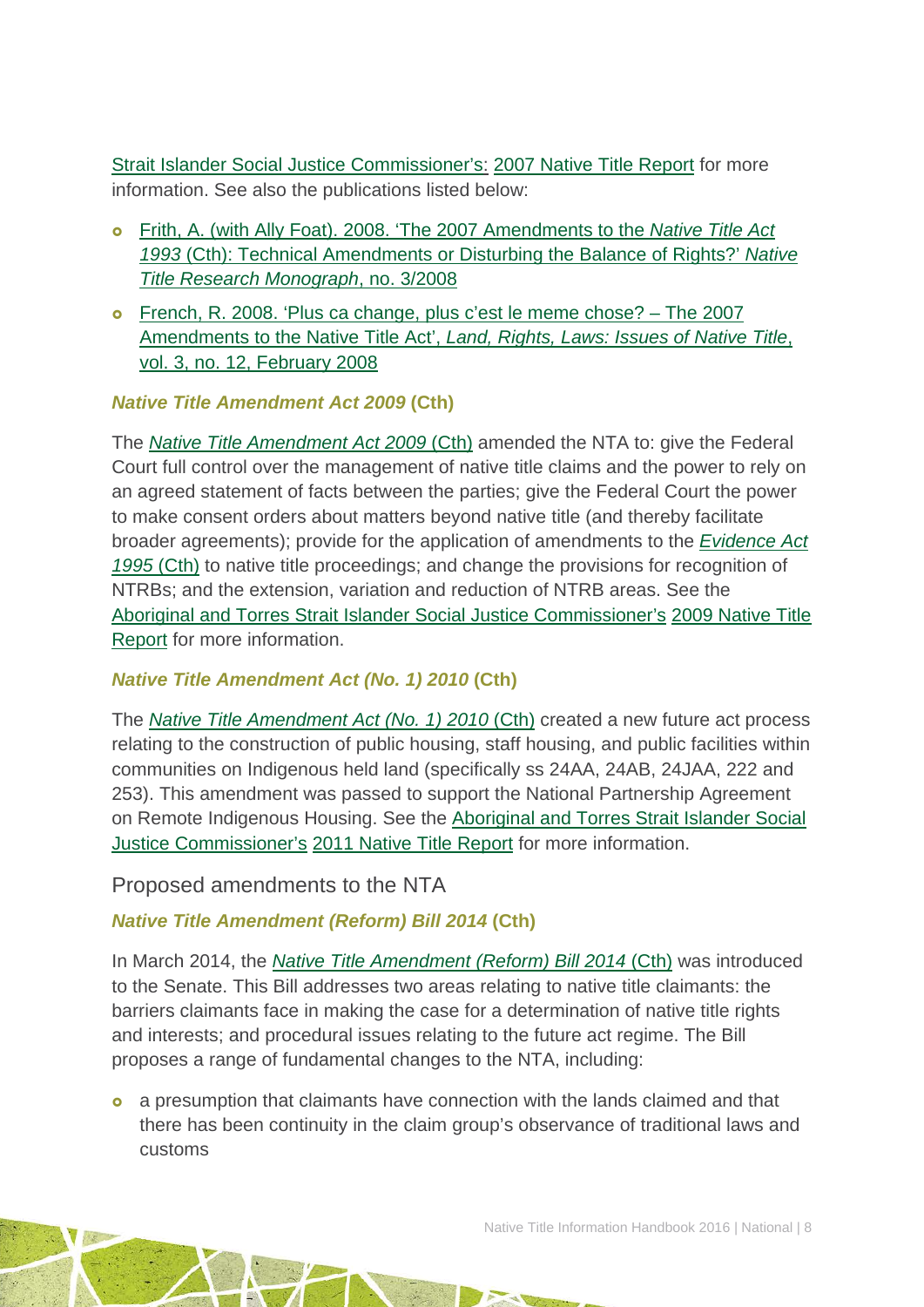Strait Islander Social Justice Commissioner's: 2007 Native Title Report for more information. See also the publications listed below:

- Frith, A. (with Ally Foat). 2008. 'The 2007 Amendments to the *Native Title Act 1993* (Cth): Technical Amendments or Disturbing the Balance of Rights?' *Native Title Research Monograph*, no. 3/2008
- French, R. 2008. 'Plus ca change, plus c'est le meme chose? – The 2007 Amendments to the Native Title Act', *Land, Rights, Laws: Issues of Native Title*, vol. 3, no. 12, February 2008

#### *Native Title Amendment Act 2009* (Cth)

The *Native Title Amendment Act 2009* (Cth) amended the NTA to: give the Federal Court full control over the management of native title claims and the power to rely on an agreed statement of facts between the parties; give the Federal Court the power to make consent orders about matters beyond native title (and thereby facilitate broader agreements); provide for the application of amendments to the *Evidence Act 1995* (Cth) to native title proceedings; and change the provisions for recognition of NTRBs; and the extension, variation and reduction of NTRB areas. See the Aboriginal and Torres Strait Islander Social Justice Commissioner's 2009 Native Title Report for more information.

#### *Native Title Amendment Act (No. 1) 2010* (Cth)

The *Native Title Amendment Act (No. 1) 2010* (Cth) created a new future act process relating to the construction of public housing, staff housing, and public facilities within communities on Indigenous held land (specifically ss 24AA, 24AB, 24JAA, 222 and 253). This amendment was passed to support the National Partnership Agreement on Remote Indigenous Housing. See the Aboriginal and Torres Strait Islander Social Justice Commissioner's 2011 Native Title Report for more information.

### Proposed amendments to the NTA

#### *Native Title Amendment (Reform) Bill 2014* (Cth)

In March 2014, the *Native Title Amendment (Reform) Bill 2014* (Cth) was introduced to the Senate. This Bill addresses two areas relating to native title claimants: the barriers claimants face in making the case for a determination of native title rights and interests; and procedural issues relating to the future act regime. The Bill proposes a range of fundamental changes to the NTA, including:

- a presumption that claimants have connection with the lands claimed and that there has been continuity in the claim group's observance of traditional laws and customs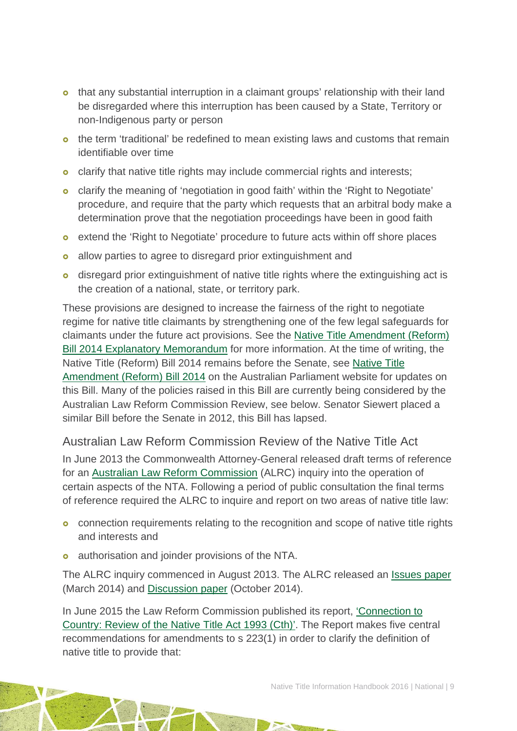- that any substantial interruption in a claimant groups' relationship with their land be disregarded where this interruption has been caused by a State, Territory or non-Indigenous party or person
- the term 'traditional' be redefined to mean existing laws and customs that remain identifiable over time
- clarify that native title rights may include commercial rights and interests;
- clarify the meaning of 'negotiation in good faith' within the 'Right to Negotiate' procedure, and require that the party which requests that an arbitral body make a determination prove that the negotiation proceedings have been in good faith
- extend the 'Right to Negotiate' procedure to future acts within off shore places
- allow parties to agree to disregard prior extinguishment and
- disregard prior extinguishment of native title rights where the extinguishing act is the creation of a national, state, or territory park.

These provisions are designed to increase the fairness of the right to negotiate regime for native title claimants by strengthening one of the few legal safeguards for claimants under the future act provisions. See the Native Title Amendment (Reform) Bill 2014 Explanatory Memorandum for more information. At the time of writing, the Native Title (Reform) Bill 2014 remains before the Senate, see Native Title Amendment (Reform) Bill 2014 on the Australian Parliament website for updates on this Bill. Many of the policies raised in this Bill are currently being considered by the Australian Law Reform Commission Review, see below. Senator Siewert placed a similar Bill before the Senate in 2012, this Bill has lapsed.

### Australian Law Reform Commission Review of the Native Title Act

In June 2013 the Commonwealth Attorney-General released draft terms of reference for an Australian Law Reform Commission (ALRC) inquiry into the operation of certain aspects of the NTA. Following a period of public consultation the final terms of reference required the ALRC to inquire and report on two areas of native title law:

- connection requirements relating to the recognition and scope of native title rights and interests and
- authorisation and joinder provisions of the NTA.

The ALRC inquiry commenced in August 2013. The ALRC released an Issues paper (March 2014) and Discussion paper (October 2014).

In June 2015 the Law Reform Commission published its report, 'Connection to Country: Review of the Native Title Act 1993 (Cth)'. The Report makes five central recommendations for amendments to s 223(1) in order to clarify the definition of native title to provide that: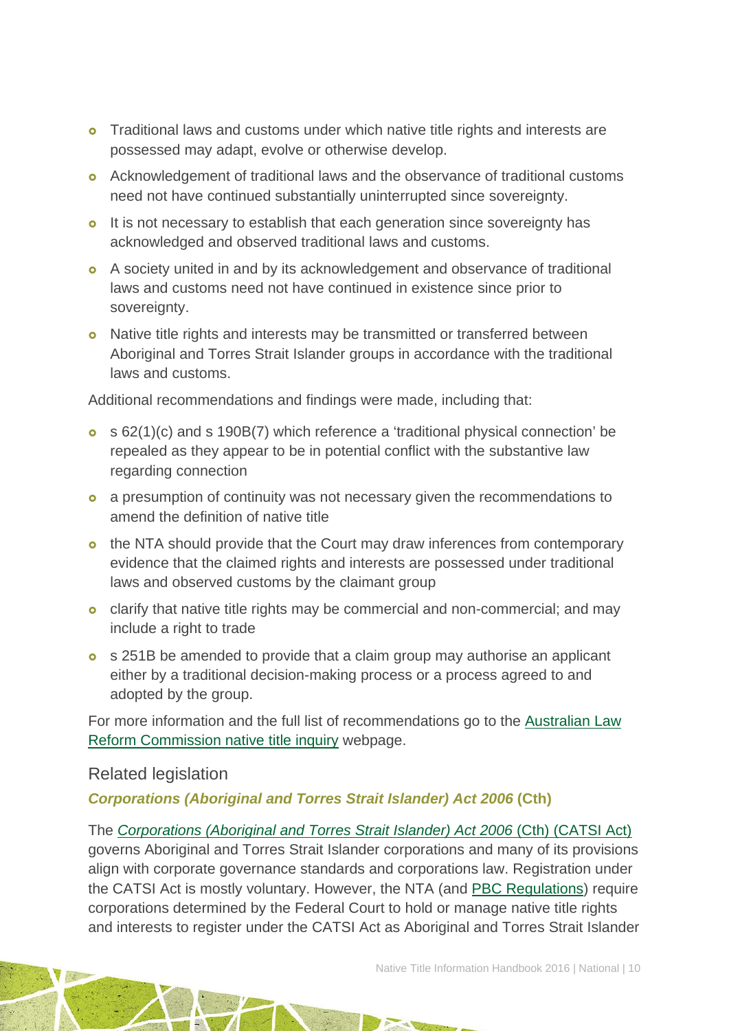- Traditional laws and customs under which native title rights and interests are possessed may adapt, evolve or otherwise develop.
- Acknowledgement of traditional laws and the observance of traditional customs need not have continued substantially uninterrupted since sovereignty.
- It is not necessary to establish that each generation since sovereignty has acknowledged and observed traditional laws and customs.
- A society united in and by its acknowledgement and observance of traditional laws and customs need not have continued in existence since prior to sovereignty.
- Native title rights and interests may be transmitted or transferred between Aboriginal and Torres Strait Islander groups in accordance with the traditional laws and customs.

Additional recommendations and findings were made, including that:

- s 62(1)(c) and s 190B(7) which reference a 'traditional physical connection' be repealed as they appear to be in potential conflict with the substantive law regarding connection
- a presumption of continuity was not necessary given the recommendations to amend the definition of native title
- the NTA should provide that the Court may draw inferences from contemporary evidence that the claimed rights and interests are possessed under traditional laws and observed customs by the claimant group
- clarify that native title rights may be commercial and non-commercial; and may include a right to trade
- s 251B be amended to provide that a claim group may authorise an applicant either by a traditional decision-making process or a process agreed to and adopted by the group.

For more information and the full list of recommendations go to the Australian Law Reform Commission native title inquiry webpage.

## Related legislation

### *Corporations (Aboriginal and Torres Strait Islander) Act 2006* (Cth)

The *Corporations (Aboriginal and Torres Strait Islander) Act 2006* (Cth) (CATSI Act) governs Aboriginal and Torres Strait Islander corporations and many of its provisions align with corporate governance standards and corporations law. Registration under the CATSI Act is mostly voluntary. However, the NTA (and PBC Regulations) require corporations determined by the Federal Court to hold or manage native title rights and interests to register under the CATSI Act as Aboriginal and Torres Strait Islander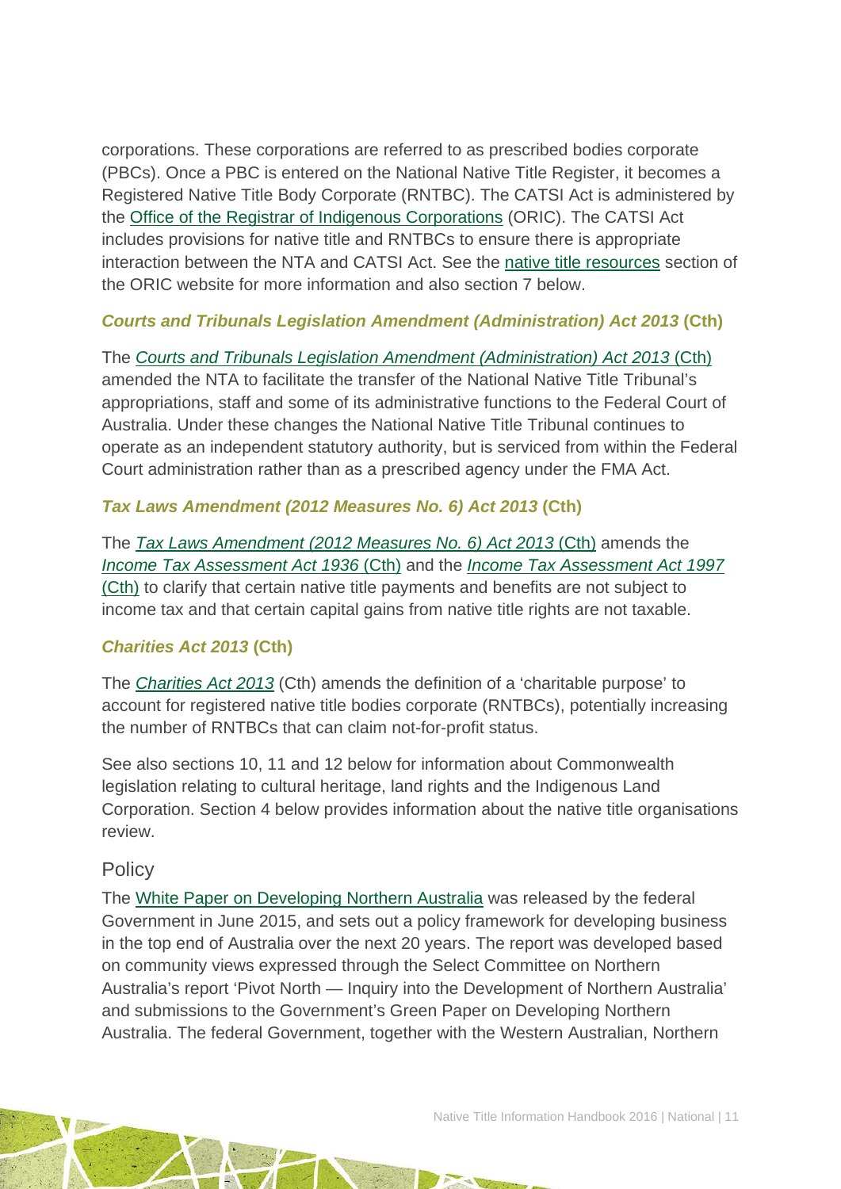corporations. These corporations are referred to as prescribed bodies corporate (PBCs). Once a PBC is entered on the National Native Title Register, it becomes a Registered Native Title Body Corporate (RNTBC). The CATSI Act is administered by the Office of the Registrar of Indigenous Corporations (ORIC). The CATSI Act includes provisions for native title and RNTBCs to ensure there is appropriate interaction between the NTA and CATSI Act. See the native title resources section of the ORIC website for more information and also section 7 below.

### *Courts and Tribunals Legislation Amendment (Administration) Act 2013* (Cth)

The *Courts and Tribunals Legislation Amendment (Administration) Act 2013* (Cth) amended the NTA to facilitate the transfer of the National Native Title Tribunal's appropriations, staff and some of its administrative functions to the Federal Court of Australia. Under these changes the National Native Title Tribunal continues to operate as an independent statutory authority, but is serviced from within the Federal Court administration rather than as a prescribed agency under the FMA Act.

### *Tax Laws Amendment (2012 Measures No. 6) Act 2013* (Cth)

The *Tax Laws Amendment (2012 Measures No. 6) Act 2013* (Cth) amends the *Income Tax Assessment Act 1936* (Cth) and the *Income Tax Assessment Act 1997* (Cth) to clarify that certain native title payments and benefits are not subject to income tax and that certain capital gains from native title rights are not taxable.

### *Charities Act 2013* (Cth)

The *Charities Act 2013* (Cth) amends the definition of a 'charitable purpose' to account for registered native title bodies corporate (RNTBCs), potentially increasing the number of RNTBCs that can claim not-for-profit status.

See also sections 10, 11 and 12 below for information about Commonwealth legislation relating to cultural heritage, land rights and the Indigenous Land Corporation. Section 4 below provides information about the native title organisations review.

## Policy

The White Paper on Developing Northern Australia was released by the federal Government in June 2015, and sets out a policy framework for developing business in the top end of Australia over the next 20 years. The report was developed based on community views expressed through the Select Committee on Northern Australia's report 'Pivot North — Inquiry into the Development of Northern Australia' and submissions to the Government's Green Paper on Developing Northern Australia. The federal Government, together with the Western Australian, Northern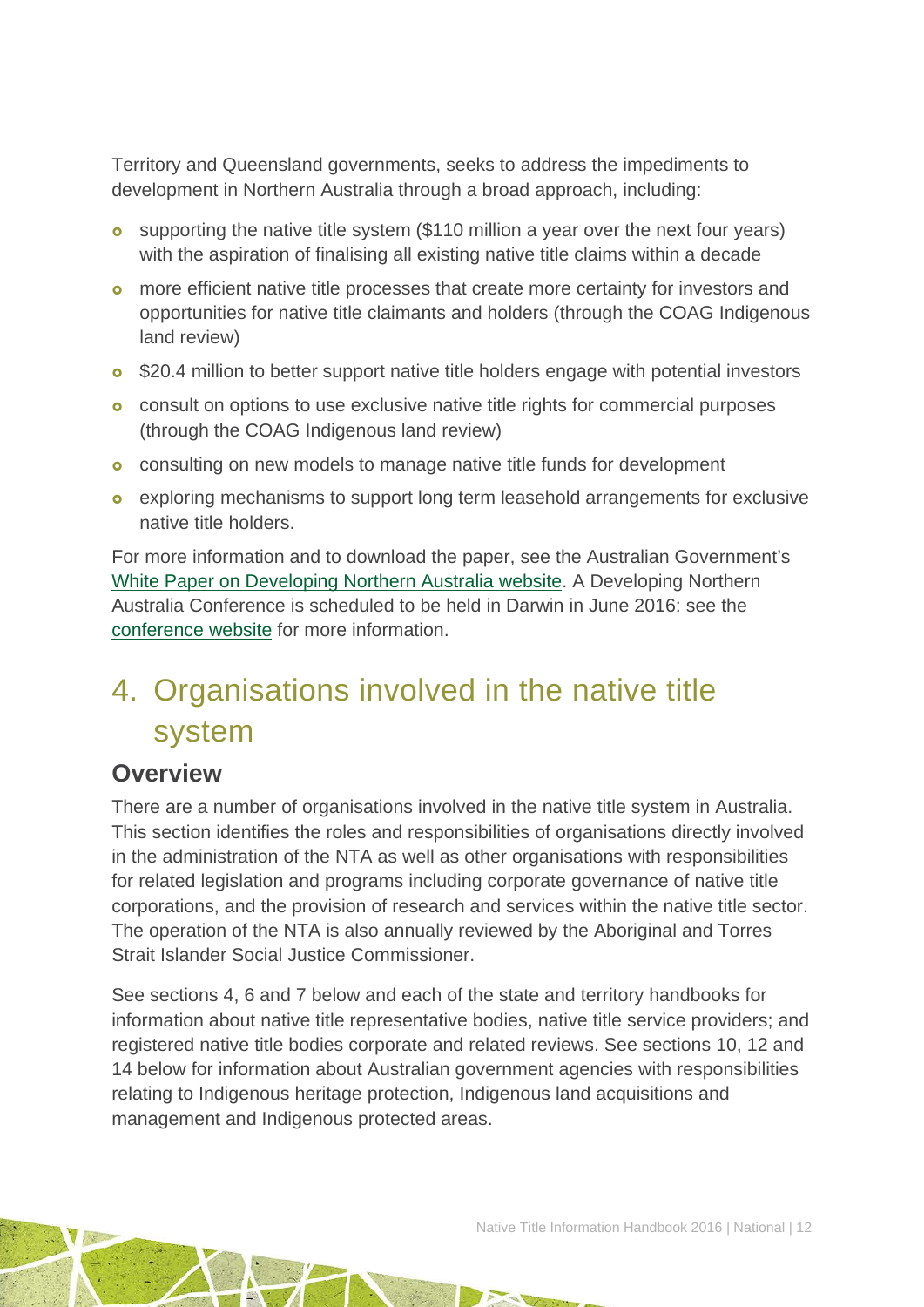Territory and Queensland governments, seeks to address the impediments to development in Northern Australia through a broad approach, including:

- supporting the native title system ($110 million a year over the next four years) with the aspiration of finalising all existing native title claims within a decade
- more efficient native title processes that create more certainty for investors and opportunities for native title claimants and holders (through the COAG Indigenous land review)
- $20.4 million to better support native title holders engage with potential investors
- consult on options to use exclusive native title rights for commercial purposes (through the COAG Indigenous land review)
- consulting on new models to manage native title funds for development
- exploring mechanisms to support long term leasehold arrangements for exclusive native title holders.

For more information and to download the paper, see the Australian Government's White Paper on Developing Northern Australia website. A Developing Northern Australia Conference is scheduled to be held in Darwin in June 2016: see the conference website for more information.

# 4. Organisations involved in the native title system

## Overview

There are a number of organisations involved in the native title system in Australia. This section identifies the roles and responsibilities of organisations directly involved in the administration of the NTA as well as other organisations with responsibilities for related legislation and programs including corporate governance of native title corporations, and the provision of research and services within the native title sector. The operation of the NTA is also annually reviewed by the Aboriginal and Torres Strait Islander Social Justice Commissioner.

See sections 4, 6 and 7 below and each of the state and territory handbooks for information about native title representative bodies, native title service providers; and registered native title bodies corporate and related reviews. See sections 10, 12 and 14 below for information about Australian government agencies with responsibilities relating to Indigenous heritage protection, Indigenous land acquisitions and management and Indigenous protected areas.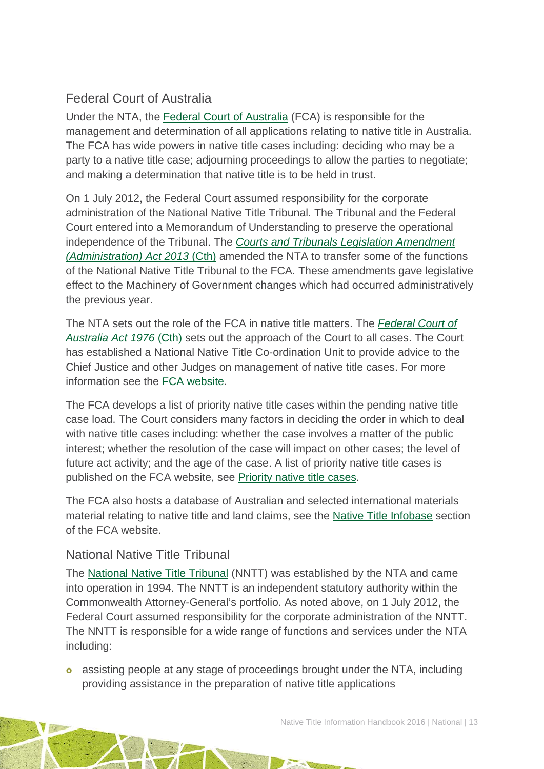## Federal Court of Australia

Under the NTA, the Federal Court of Australia (FCA) is responsible for the management and determination of all applications relating to native title in Australia. The FCA has wide powers in native title cases including: deciding who may be a party to a native title case; adjourning proceedings to allow the parties to negotiate; and making a determination that native title is to be held in trust.

On 1 July 2012, the Federal Court assumed responsibility for the corporate administration of the National Native Title Tribunal. The Tribunal and the Federal Court entered into a Memorandum of Understanding to preserve the operational independence of the Tribunal. The *Courts and Tribunals Legislation Amendment (Administration) Act 2013* (Cth) amended the NTA to transfer some of the functions of the National Native Title Tribunal to the FCA. These amendments gave legislative effect to the Machinery of Government changes which had occurred administratively the previous year.

The NTA sets out the role of the FCA in native title matters. The *Federal Court of Australia Act 1976* (Cth) sets out the approach of the Court to all cases. The Court has established a National Native Title Co-ordination Unit to provide advice to the Chief Justice and other Judges on management of native title cases. For more information see the FCA website.

The FCA develops a list of priority native title cases within the pending native title case load. The Court considers many factors in deciding the order in which to deal with native title cases including: whether the case involves a matter of the public interest; whether the resolution of the case will impact on other cases; the level of future act activity; and the age of the case. A list of priority native title cases is published on the FCA website, see Priority native title cases.

The FCA also hosts a database of Australian and selected international materials material relating to native title and land claims, see the Native Title Infobase section of the FCA website.

## National Native Title Tribunal

The National Native Title Tribunal (NNTT) was established by the NTA and came into operation in 1994. The NNTT is an independent statutory authority within the Commonwealth Attorney-General's portfolio. As noted above, on 1 July 2012, the Federal Court assumed responsibility for the corporate administration of the NNTT. The NNTT is responsible for a wide range of functions and services under the NTA including:

- assisting people at any stage of proceedings brought under the NTA, including providing assistance in the preparation of native title applications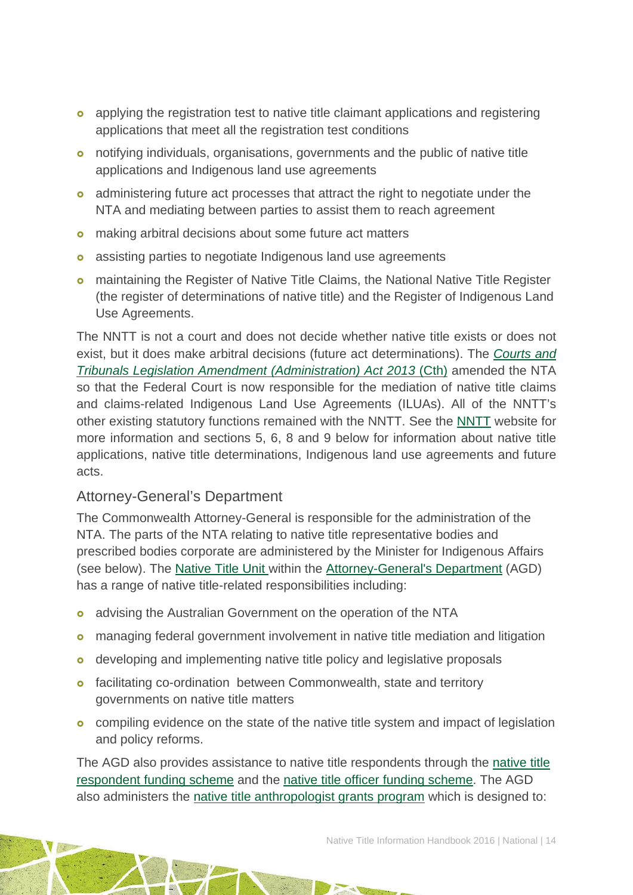- applying the registration test to native title claimant applications and registering applications that meet all the registration test conditions
- notifying individuals, organisations, governments and the public of native title applications and Indigenous land use agreements
- administering future act processes that attract the right to negotiate under the NTA and mediating between parties to assist them to reach agreement
- making arbitral decisions about some future act matters
- assisting parties to negotiate Indigenous land use agreements
- maintaining the Register of Native Title Claims, the National Native Title Register (the register of determinations of native title) and the Register of Indigenous Land Use Agreements.

The NNTT is not a court and does not decide whether native title exists or does not exist, but it does make arbitral decisions (future act determinations). The *Courts and Tribunals Legislation Amendment (Administration) Act 2013* (Cth) amended the NTA so that the Federal Court is now responsible for the mediation of native title claims and claims-related Indigenous Land Use Agreements (ILUAs). All of the NNTT's other existing statutory functions remained with the NNTT. See the NNTT website for more information and sections 5, 6, 8 and 9 below for information about native title applications, native title determinations, Indigenous land use agreements and future acts.

### Attorney-General's Department

The Commonwealth Attorney-General is responsible for the administration of the NTA. The parts of the NTA relating to native title representative bodies and prescribed bodies corporate are administered by the Minister for Indigenous Affairs (see below). The Native Title Unit within the Attorney-General's Department (AGD) has a range of native title-related responsibilities including:

- advising the Australian Government on the operation of the NTA
- managing federal government involvement in native title mediation and litigation
- developing and implementing native title policy and legislative proposals
- facilitating co-ordination between Commonwealth, state and territory governments on native title matters
- compiling evidence on the state of the native title system and impact of legislation and policy reforms.

The AGD also provides assistance to native title respondents through the native title respondent funding scheme and the native title officer funding scheme. The AGD also administers the native title anthropologist grants program which is designed to: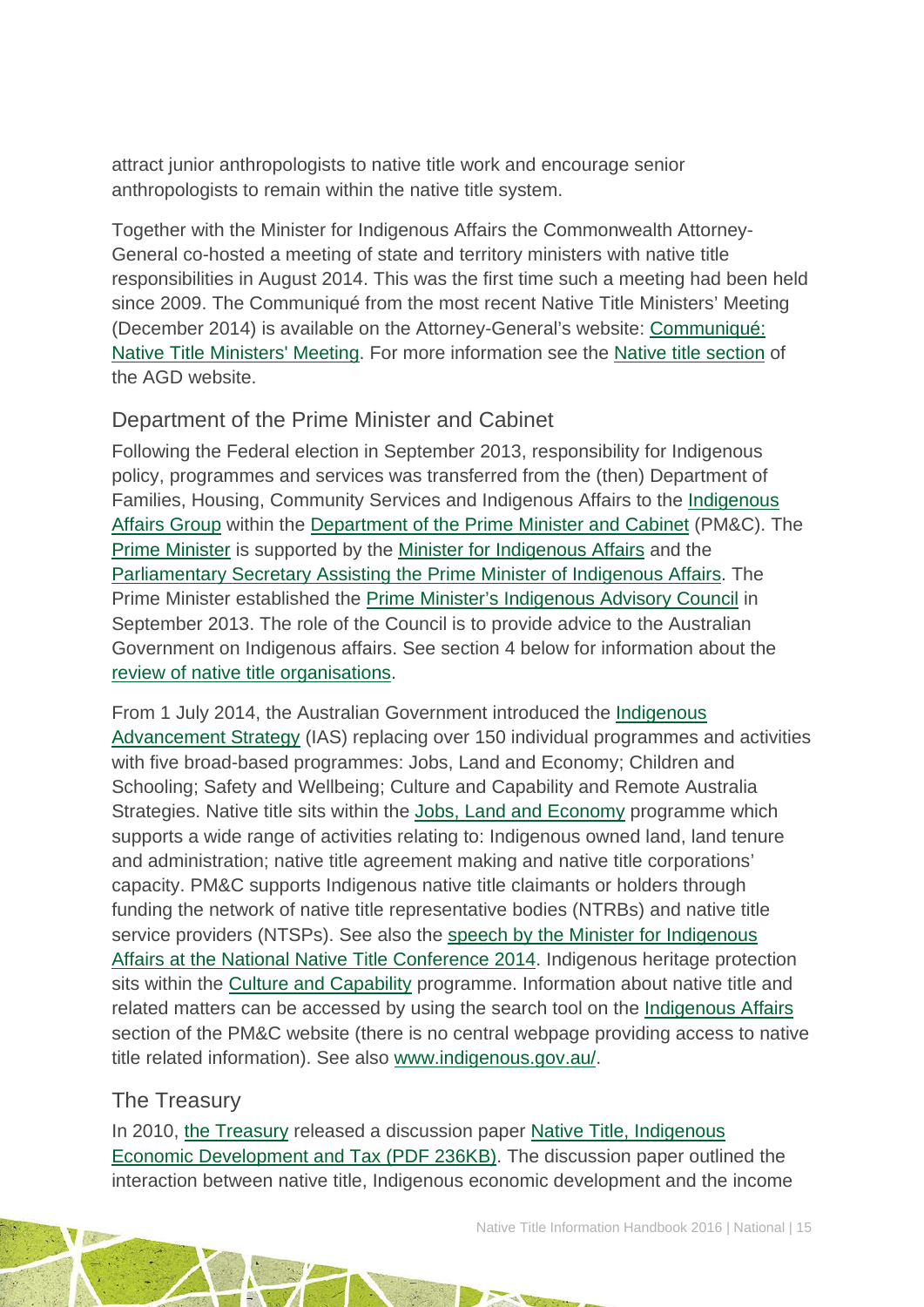attract junior anthropologists to native title work and encourage senior anthropologists to remain within the native title system.

Together with the Minister for Indigenous Affairs the Commonwealth Attorney-General co-hosted a meeting of state and territory ministers with native title responsibilities in August 2014. This was the first time such a meeting had been held since 2009. The Communiqué from the most recent Native Title Ministers' Meeting (December 2014) is available on the Attorney-General's website: Communiqué: Native Title Ministers' Meeting. For more information see the Native title section of the AGD website.

## Department of the Prime Minister and Cabinet

Following the Federal election in September 2013, responsibility for Indigenous policy, programmes and services was transferred from the (then) Department of Families, Housing, Community Services and Indigenous Affairs to the Indigenous Affairs Group within the Department of the Prime Minister and Cabinet (PM&C). The Prime Minister is supported by the Minister for Indigenous Affairs and the Parliamentary Secretary Assisting the Prime Minister of Indigenous Affairs. The Prime Minister established the Prime Minister's Indigenous Advisory Council in September 2013. The role of the Council is to provide advice to the Australian Government on Indigenous affairs. See section 4 below for information about the review of native title organisations.

From 1 July 2014, the Australian Government introduced the Indigenous Advancement Strategy (IAS) replacing over 150 individual programmes and activities with five broad-based programmes: Jobs, Land and Economy; Children and Schooling; Safety and Wellbeing; Culture and Capability and Remote Australia Strategies. Native title sits within the Jobs, Land and Economy programme which supports a wide range of activities relating to: Indigenous owned land, land tenure and administration; native title agreement making and native title corporations' capacity. PM&C supports Indigenous native title claimants or holders through funding the network of native title representative bodies (NTRBs) and native title service providers (NTSPs). See also the speech by the Minister for Indigenous Affairs at the National Native Title Conference 2014. Indigenous heritage protection sits within the Culture and Capability programme. Information about native title and related matters can be accessed by using the search tool on the Indigenous Affairs section of the PM&C website (there is no central webpage providing access to native title related information). See also www.indigenous.gov.au/.

## The Treasury

In 2010, the Treasury released a discussion paper Native Title, Indigenous Economic Development and Tax (PDF 236KB). The discussion paper outlined the interaction between native title, Indigenous economic development and the income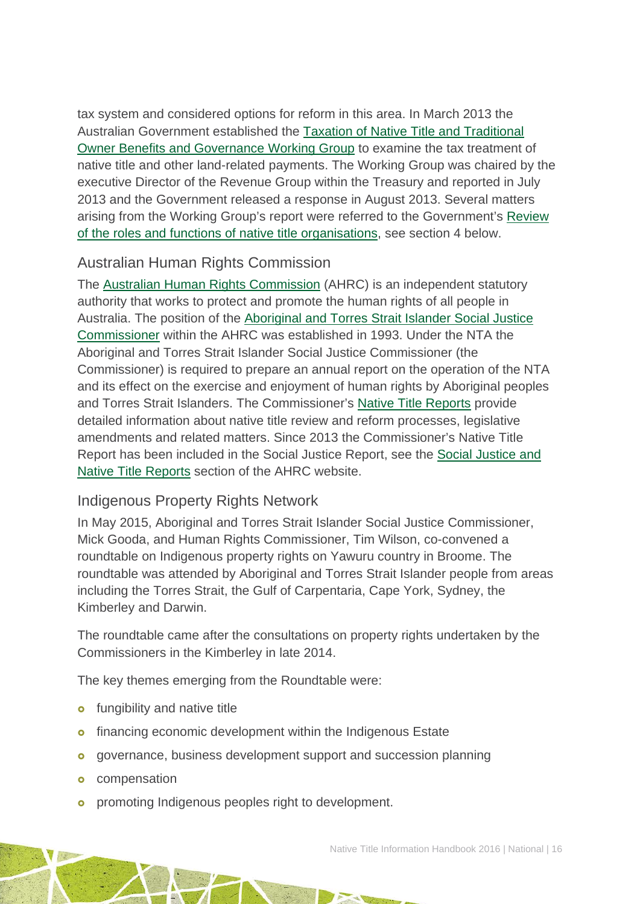tax system and considered options for reform in this area. In March 2013 the Australian Government established the Taxation of Native Title and Traditional Owner Benefits and Governance Working Group to examine the tax treatment of native title and other land-related payments. The Working Group was chaired by the executive Director of the Revenue Group within the Treasury and reported in July 2013 and the Government released a response in August 2013. Several matters arising from the Working Group's report were referred to the Government's Review of the roles and functions of native title organisations, see section 4 below.

### Australian Human Rights Commission

The Australian Human Rights Commission (AHRC) is an independent statutory authority that works to protect and promote the human rights of all people in Australia. The position of the Aboriginal and Torres Strait Islander Social Justice Commissioner within the AHRC was established in 1993. Under the NTA the Aboriginal and Torres Strait Islander Social Justice Commissioner (the Commissioner) is required to prepare an annual report on the operation of the NTA and its effect on the exercise and enjoyment of human rights by Aboriginal peoples and Torres Strait Islanders. The Commissioner's Native Title Reports provide detailed information about native title review and reform processes, legislative amendments and related matters. Since 2013 the Commissioner's Native Title Report has been included in the Social Justice Report, see the Social Justice and Native Title Reports section of the AHRC website.

### Indigenous Property Rights Network

In May 2015, Aboriginal and Torres Strait Islander Social Justice Commissioner, Mick Gooda, and Human Rights Commissioner, Tim Wilson, co-convened a roundtable on Indigenous property rights on Yawuru country in Broome. The roundtable was attended by Aboriginal and Torres Strait Islander people from areas including the Torres Strait, the Gulf of Carpentaria, Cape York, Sydney, the Kimberley and Darwin.

The roundtable came after the consultations on property rights undertaken by the Commissioners in the Kimberley in late 2014.

The key themes emerging from the Roundtable were:

- fungibility and native title
- financing economic development within the Indigenous Estate
- governance, business development support and succession planning
- compensation
- promoting Indigenous peoples right to development.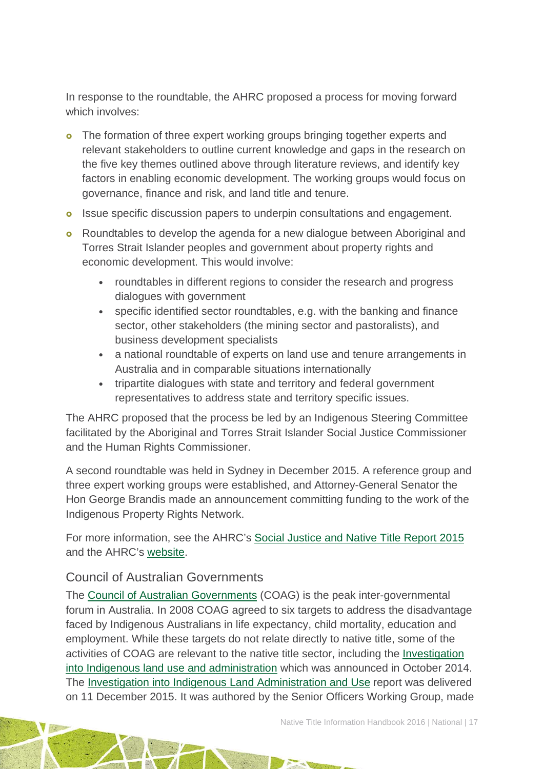In response to the roundtable, the AHRC proposed a process for moving forward which involves:

- The formation of three expert working groups bringing together experts and relevant stakeholders to outline current knowledge and gaps in the research on the five key themes outlined above through literature reviews, and identify key factors in enabling economic development. The working groups would focus on governance, finance and risk, and land title and tenure.
- Issue specific discussion papers to underpin consultations and engagement.
- Roundtables to develop the agenda for a new dialogue between Aboriginal and Torres Strait Islander peoples and government about property rights and economic development. This would involve:
  - roundtables in different regions to consider the research and progress dialogues with government
  - specific identified sector roundtables, e.g. with the banking and finance sector, other stakeholders (the mining sector and pastoralists), and business development specialists
  - a national roundtable of experts on land use and tenure arrangements in Australia and in comparable situations internationally
  - tripartite dialogues with state and territory and federal government representatives to address state and territory specific issues.

The AHRC proposed that the process be led by an Indigenous Steering Committee facilitated by the Aboriginal and Torres Strait Islander Social Justice Commissioner and the Human Rights Commissioner.

A second roundtable was held in Sydney in December 2015. A reference group and three expert working groups were established, and Attorney-General Senator the Hon George Brandis made an announcement committing funding to the work of the Indigenous Property Rights Network.

For more information, see the AHRC's Social Justice and Native Title Report 2015 and the AHRC's website.

## Council of Australian Governments

The Council of Australian Governments (COAG) is the peak inter-governmental forum in Australia. In 2008 COAG agreed to six targets to address the disadvantage faced by Indigenous Australians in life expectancy, child mortality, education and employment. While these targets do not relate directly to native title, some of the activities of COAG are relevant to the native title sector, including the Investigation into Indigenous land use and administration which was announced in October 2014. The Investigation into Indigenous Land Administration and Use report was delivered on 11 December 2015. It was authored by the Senior Officers Working Group, made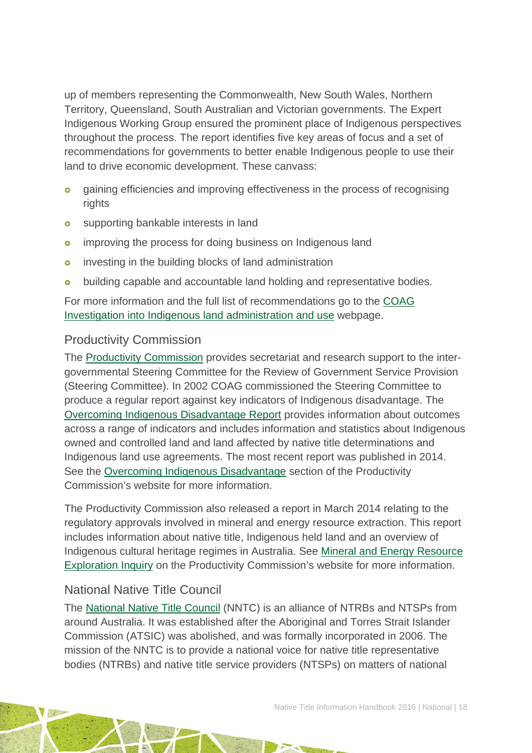up of members representing the Commonwealth, New South Wales, Northern Territory, Queensland, South Australian and Victorian governments. The Expert Indigenous Working Group ensured the prominent place of Indigenous perspectives throughout the process. The report identifies five key areas of focus and a set of recommendations for governments to better enable Indigenous people to use their land to drive economic development. These canvass:

- gaining efficiencies and improving effectiveness in the process of recognising rights
- supporting bankable interests in land
- improving the process for doing business on Indigenous land
- investing in the building blocks of land administration
- building capable and accountable land holding and representative bodies.

For more information and the full list of recommendations go to the COAG Investigation into Indigenous land administration and use webpage.

## Productivity Commission

The Productivity Commission provides secretariat and research support to the inter-governmental Steering Committee for the Review of Government Service Provision (Steering Committee). In 2002 COAG commissioned the Steering Committee to produce a regular report against key indicators of Indigenous disadvantage. The Overcoming Indigenous Disadvantage Report provides information about outcomes across a range of indicators and includes information and statistics about Indigenous owned and controlled land and land affected by native title determinations and Indigenous land use agreements. The most recent report was published in 2014. See the Overcoming Indigenous Disadvantage section of the Productivity Commission's website for more information.

The Productivity Commission also released a report in March 2014 relating to the regulatory approvals involved in mineral and energy resource extraction. This report includes information about native title, Indigenous held land and an overview of Indigenous cultural heritage regimes in Australia. See Mineral and Energy Resource Exploration Inquiry on the Productivity Commission's website for more information.

## National Native Title Council

The National Native Title Council (NNTC) is an alliance of NTRBs and NTSPs from around Australia. It was established after the Aboriginal and Torres Strait Islander Commission (ATSIC) was abolished, and was formally incorporated in 2006. The mission of the NNTC is to provide a national voice for native title representative bodies (NTRBs) and native title service providers (NTSPs) on matters of national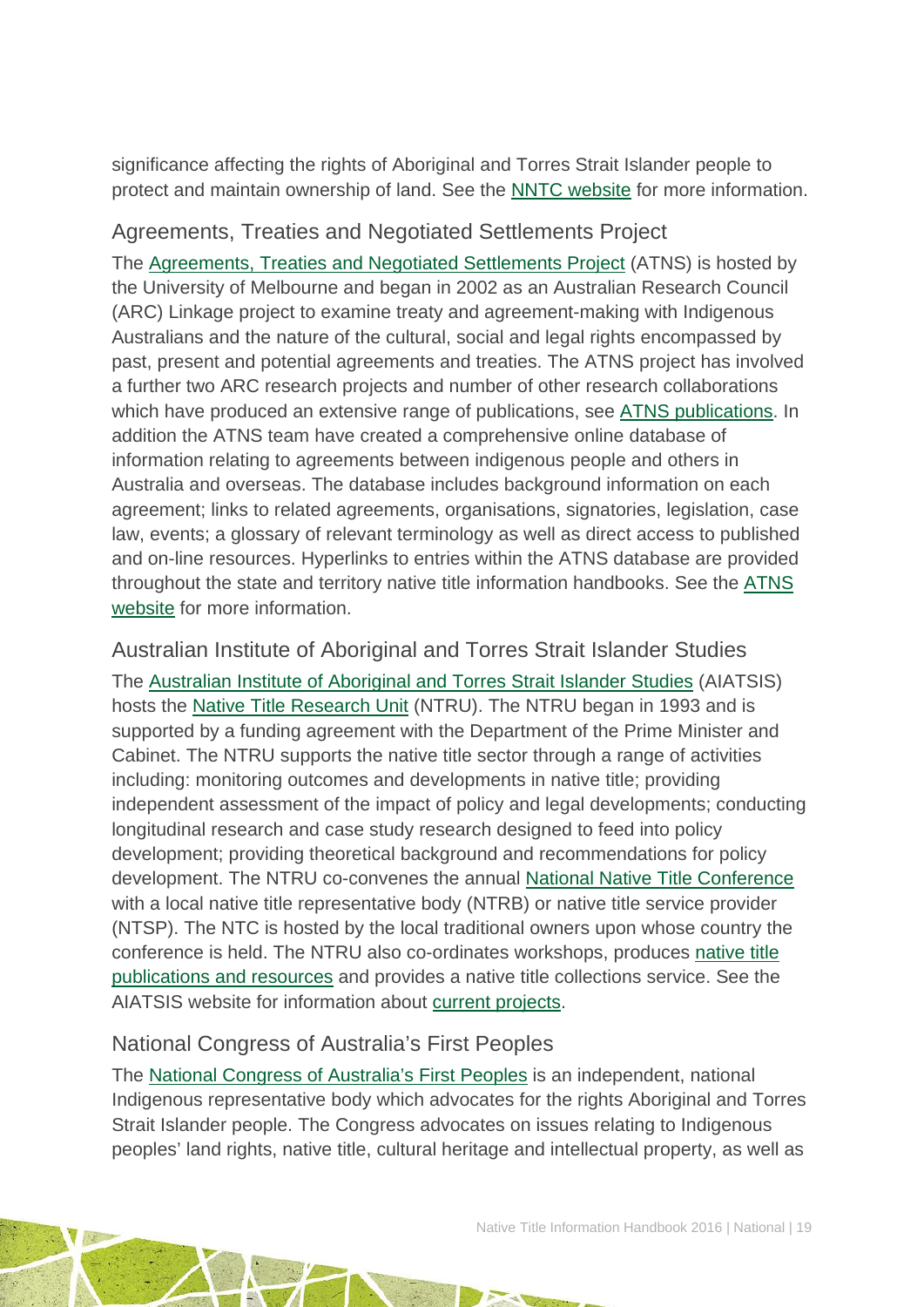significance affecting the rights of Aboriginal and Torres Strait Islander people to protect and maintain ownership of land. See the NNTC website for more information.

## Agreements, Treaties and Negotiated Settlements Project

The Agreements, Treaties and Negotiated Settlements Project (ATNS) is hosted by the University of Melbourne and began in 2002 as an Australian Research Council (ARC) Linkage project to examine treaty and agreement-making with Indigenous Australians and the nature of the cultural, social and legal rights encompassed by past, present and potential agreements and treaties. The ATNS project has involved a further two ARC research projects and number of other research collaborations which have produced an extensive range of publications, see ATNS publications. In addition the ATNS team have created a comprehensive online database of information relating to agreements between indigenous people and others in Australia and overseas. The database includes background information on each agreement; links to related agreements, organisations, signatories, legislation, case law, events; a glossary of relevant terminology as well as direct access to published and on-line resources. Hyperlinks to entries within the ATNS database are provided throughout the state and territory native title information handbooks. See the ATNS website for more information.

## Australian Institute of Aboriginal and Torres Strait Islander Studies

The Australian Institute of Aboriginal and Torres Strait Islander Studies (AIATSIS) hosts the Native Title Research Unit (NTRU). The NTRU began in 1993 and is supported by a funding agreement with the Department of the Prime Minister and Cabinet. The NTRU supports the native title sector through a range of activities including: monitoring outcomes and developments in native title; providing independent assessment of the impact of policy and legal developments; conducting longitudinal research and case study research designed to feed into policy development; providing theoretical background and recommendations for policy development. The NTRU co-convenes the annual National Native Title Conference with a local native title representative body (NTRB) or native title service provider (NTSP). The NTC is hosted by the local traditional owners upon whose country the conference is held. The NTRU also co-ordinates workshops, produces native title publications and resources and provides a native title collections service. See the AIATSIS website for information about current projects.

## National Congress of Australia's First Peoples

The National Congress of Australia's First Peoples is an independent, national Indigenous representative body which advocates for the rights Aboriginal and Torres Strait Islander people. The Congress advocates on issues relating to Indigenous peoples' land rights, native title, cultural heritage and intellectual property, as well as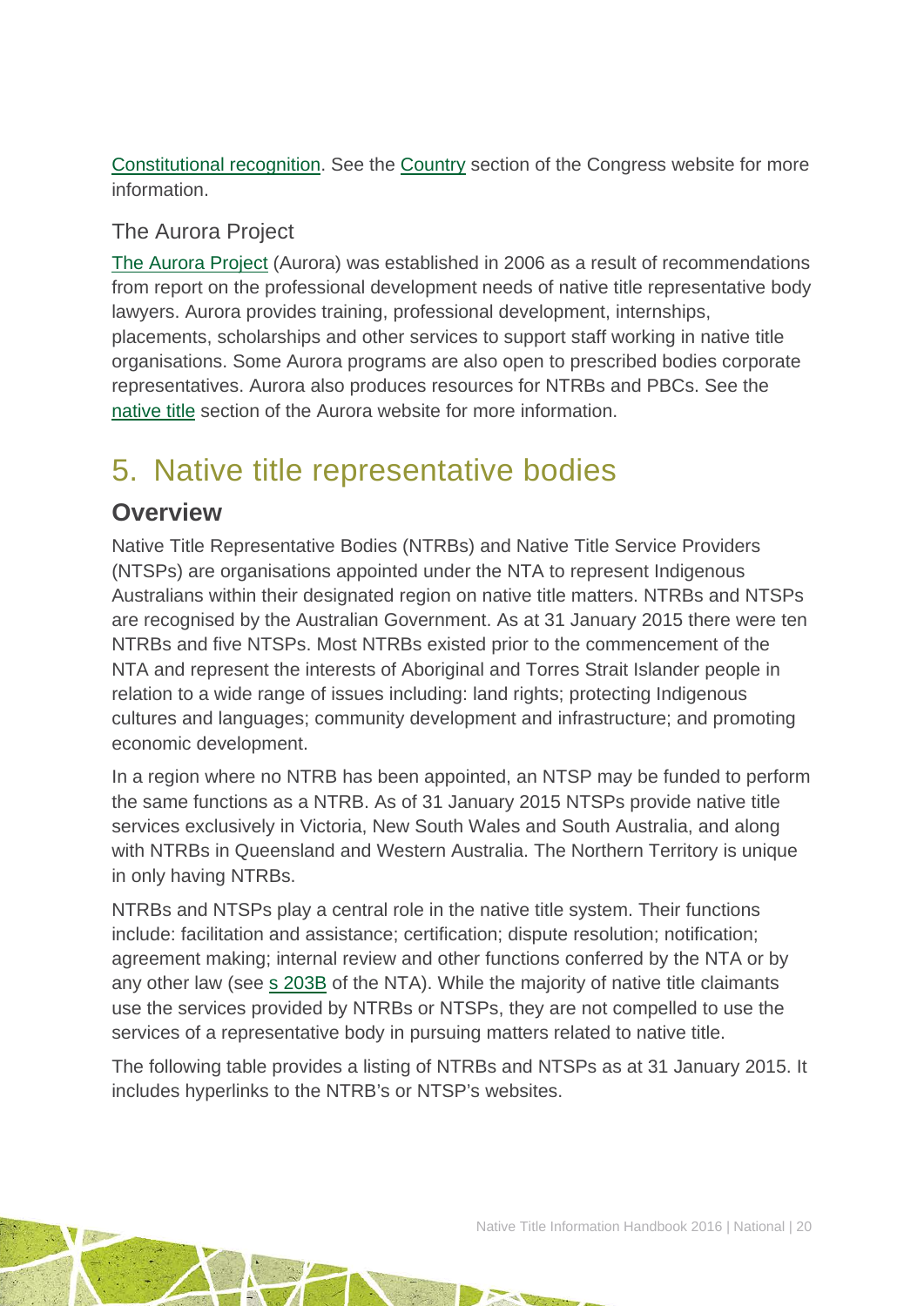Constitutional recognition. See the Country section of the Congress website for more information.

### The Aurora Project

The Aurora Project (Aurora) was established in 2006 as a result of recommendations from report on the professional development needs of native title representative body lawyers. Aurora provides training, professional development, internships, placements, scholarships and other services to support staff working in native title organisations. Some Aurora programs are also open to prescribed bodies corporate representatives. Aurora also produces resources for NTRBs and PBCs. See the native title section of the Aurora website for more information.

# 5. Native title representative bodies

## Overview

Native Title Representative Bodies (NTRBs) and Native Title Service Providers (NTSPs) are organisations appointed under the NTA to represent Indigenous Australians within their designated region on native title matters. NTRBs and NTSPs are recognised by the Australian Government. As at 31 January 2015 there were ten NTRBs and five NTSPs. Most NTRBs existed prior to the commencement of the NTA and represent the interests of Aboriginal and Torres Strait Islander people in relation to a wide range of issues including: land rights; protecting Indigenous cultures and languages; community development and infrastructure; and promoting economic development.

In a region where no NTRB has been appointed, an NTSP may be funded to perform the same functions as a NTRB. As of 31 January 2015 NTSPs provide native title services exclusively in Victoria, New South Wales and South Australia, and along with NTRBs in Queensland and Western Australia. The Northern Territory is unique in only having NTRBs.

NTRBs and NTSPs play a central role in the native title system. Their functions include: facilitation and assistance; certification; dispute resolution; notification; agreement making; internal review and other functions conferred by the NTA or by any other law (see s 203B of the NTA). While the majority of native title claimants use the services provided by NTRBs or NTSPs, they are not compelled to use the services of a representative body in pursuing matters related to native title.

The following table provides a listing of NTRBs and NTSPs as at 31 January 2015. It includes hyperlinks to the NTRB's or NTSP's websites.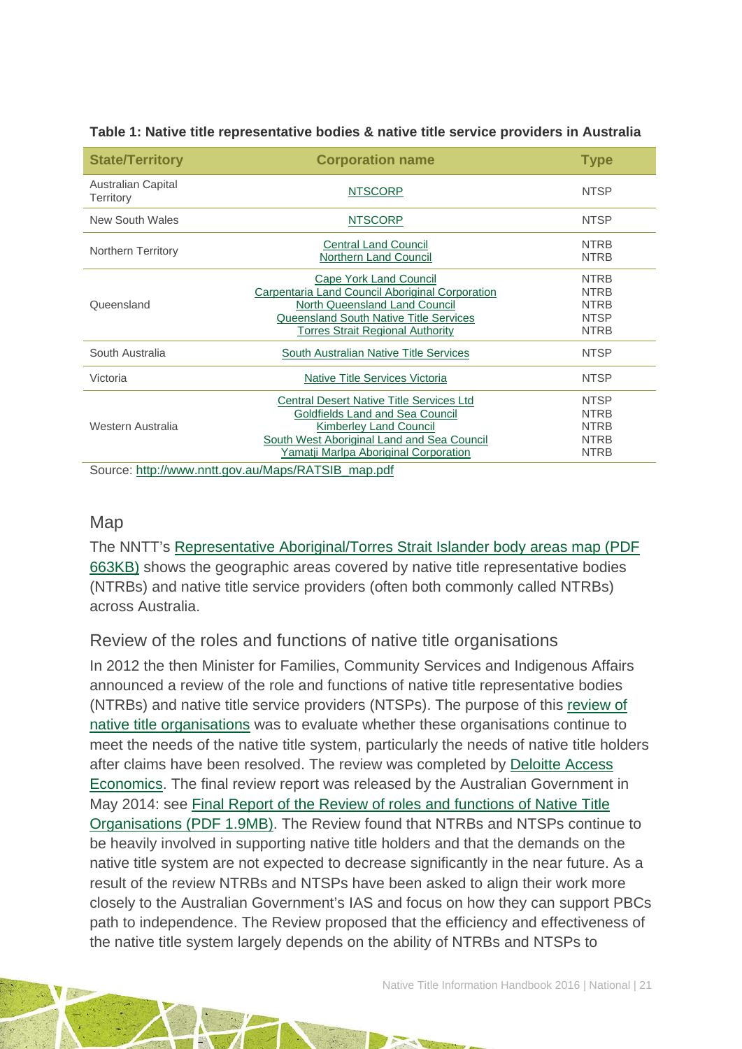**Table 1: Native title representative bodies & native title service providers in Australia**

| State/Territory | Corporation name | Type |
|---|---|---|
| Australian Capital Territory | NTSCORP | NTSP |
| New South Wales | NTSCORP | NTSP |
| Northern Territory | Central Land Council<br>Northern Land Council | NTRB<br>NTRB |
| Queensland | Cape York Land Council<br>Carpentaria Land Council Aboriginal Corporation<br>North Queensland Land Council<br>Queensland South Native Title Services<br>Torres Strait Regional Authority | NTRB<br>NTRB<br>NTRB<br>NTSP<br>NTRB |
| South Australia | South Australian Native Title Services | NTSP |
| Victoria | Native Title Services Victoria | NTSP |
| Western Australia | Central Desert Native Title Services Ltd<br>Goldfields Land and Sea Council<br>Kimberley Land Council<br>South West Aboriginal Land and Sea Council<br>Yamatji Marlpa Aboriginal Corporation | NTSP<br>NTRB<br>NTRB<br>NTRB<br>NTRB |

Source: http://www.nntt.gov.au/Maps/RATSIB_map.pdf

## Map

The NNTT's Representative Aboriginal/Torres Strait Islander body areas map (PDF 663KB) shows the geographic areas covered by native title representative bodies (NTRBs) and native title service providers (often both commonly called NTRBs) across Australia.

## Review of the roles and functions of native title organisations

In 2012 the then Minister for Families, Community Services and Indigenous Affairs announced a review of the role and functions of native title representative bodies (NTRBs) and native title service providers (NTSPs). The purpose of this review of native title organisations was to evaluate whether these organisations continue to meet the needs of the native title system, particularly the needs of native title holders after claims have been resolved. The review was completed by Deloitte Access Economics. The final review report was released by the Australian Government in May 2014: see Final Report of the Review of roles and functions of Native Title Organisations (PDF 1.9MB). The Review found that NTRBs and NTSPs continue to be heavily involved in supporting native title holders and that the demands on the native title system are not expected to decrease significantly in the near future. As a result of the review NTRBs and NTSPs have been asked to align their work more closely to the Australian Government's IAS and focus on how they can support PBCs path to independence. The Review proposed that the efficiency and effectiveness of the native title system largely depends on the ability of NTRBs and NTSPs to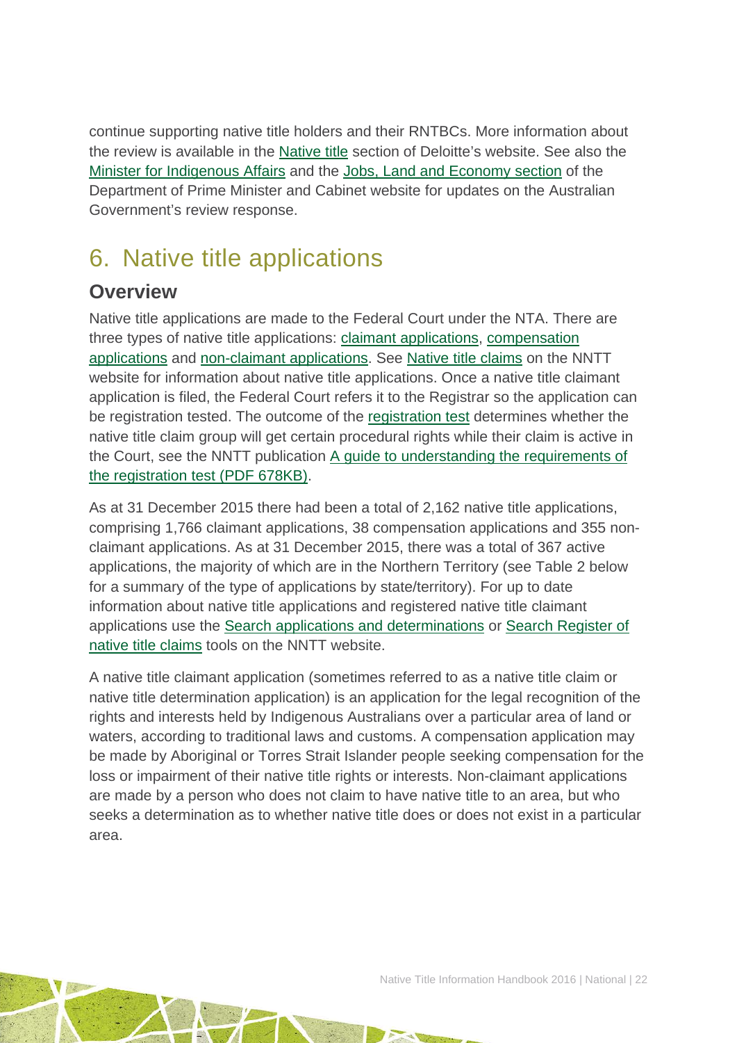continue supporting native title holders and their RNTBCs. More information about the review is available in the Native title section of Deloitte's website. See also the Minister for Indigenous Affairs and the Jobs, Land and Economy section of the Department of Prime Minister and Cabinet website for updates on the Australian Government's review response.

## 6. Native title applications

### Overview

Native title applications are made to the Federal Court under the NTA. There are three types of native title applications: claimant applications, compensation applications and non-claimant applications. See Native title claims on the NNTT website for information about native title applications. Once a native title claimant application is filed, the Federal Court refers it to the Registrar so the application can be registration tested. The outcome of the registration test determines whether the native title claim group will get certain procedural rights while their claim is active in the Court, see the NNTT publication A guide to understanding the requirements of the registration test (PDF 678KB).

As at 31 December 2015 there had been a total of 2,162 native title applications, comprising 1,766 claimant applications, 38 compensation applications and 355 non-claimant applications. As at 31 December 2015, there was a total of 367 active applications, the majority of which are in the Northern Territory (see Table 2 below for a summary of the type of applications by state/territory). For up to date information about native title applications and registered native title claimant applications use the Search applications and determinations or Search Register of native title claims tools on the NNTT website.

A native title claimant application (sometimes referred to as a native title claim or native title determination application) is an application for the legal recognition of the rights and interests held by Indigenous Australians over a particular area of land or waters, according to traditional laws and customs. A compensation application may be made by Aboriginal or Torres Strait Islander people seeking compensation for the loss or impairment of their native title rights or interests. Non-claimant applications are made by a person who does not claim to have native title to an area, but who seeks a determination as to whether native title does or does not exist in a particular area.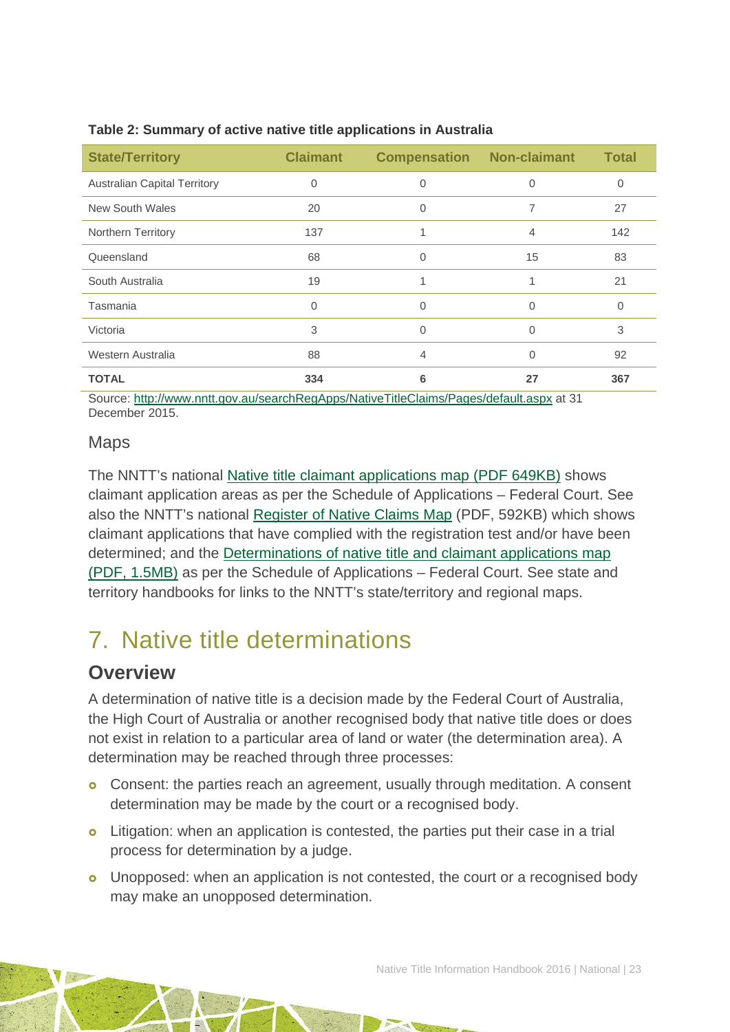**Table 2: Summary of active native title applications in Australia**

| State/Territory | Claimant | Compensation | Non-claimant | Total |
|---|---|---|---|---|
| Australian Capital Territory | 0 | 0 | 0 | 0 |
| New South Wales | 20 | 0 | 7 | 27 |
| Northern Territory | 137 | 1 | 4 | 142 |
| Queensland | 68 | 0 | 15 | 83 |
| South Australia | 19 | 1 | 1 | 21 |
| Tasmania | 0 | 0 | 0 | 0 |
| Victoria | 3 | 0 | 0 | 3 |
| Western Australia | 88 | 4 | 0 | 92 |
| **TOTAL** | **334** | **6** | **27** | **367** |

Source: http://www.nntt.gov.au/searchRegApps/NativeTitleClaims/Pages/default.aspx at 31 December 2015.

### Maps

The NNTT's national Native title claimant applications map (PDF 649KB) shows claimant application areas as per the Schedule of Applications – Federal Court. See also the NNTT's national Register of Native Claims Map (PDF, 592KB) which shows claimant applications that have complied with the registration test and/or have been determined; and the Determinations of native title and claimant applications map (PDF, 1.5MB) as per the Schedule of Applications – Federal Court. See state and territory handbooks for links to the NNTT's state/territory and regional maps.

# 7. Native title determinations

## Overview

A determination of native title is a decision made by the Federal Court of Australia, the High Court of Australia or another recognised body that native title does or does not exist in relation to a particular area of land or water (the determination area). A determination may be reached through three processes:

- Consent: the parties reach an agreement, usually through meditation. A consent determination may be made by the court or a recognised body.
- Litigation: when an application is contested, the parties put their case in a trial process for determination by a judge.
- Unopposed: when an application is not contested, the court or a recognised body may make an unopposed determination.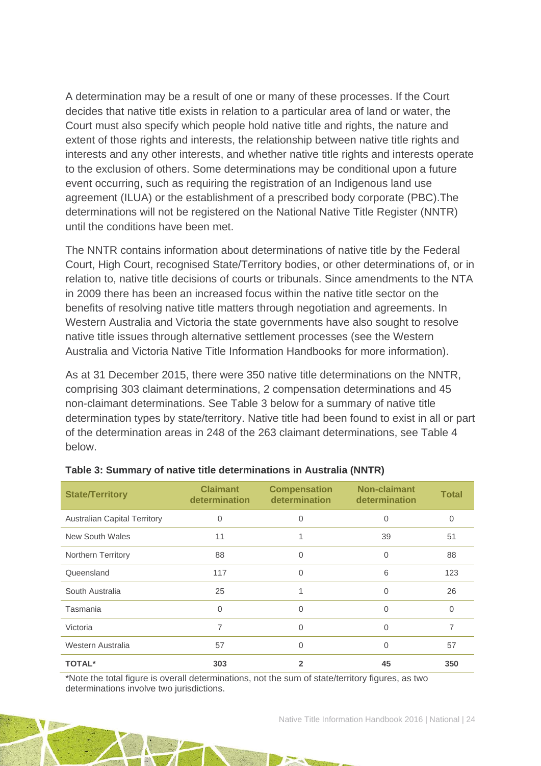A determination may be a result of one or many of these processes. If the Court decides that native title exists in relation to a particular area of land or water, the Court must also specify which people hold native title and rights, the nature and extent of those rights and interests, the relationship between native title rights and interests and any other interests, and whether native title rights and interests operate to the exclusion of others. Some determinations may be conditional upon a future event occurring, such as requiring the registration of an Indigenous land use agreement (ILUA) or the establishment of a prescribed body corporate (PBC).The determinations will not be registered on the National Native Title Register (NNTR) until the conditions have been met.

The NNTR contains information about determinations of native title by the Federal Court, High Court, recognised State/Territory bodies, or other determinations of, or in relation to, native title decisions of courts or tribunals. Since amendments to the NTA in 2009 there has been an increased focus within the native title sector on the benefits of resolving native title matters through negotiation and agreements. In Western Australia and Victoria the state governments have also sought to resolve native title issues through alternative settlement processes (see the Western Australia and Victoria Native Title Information Handbooks for more information).

As at 31 December 2015, there were 350 native title determinations on the NNTR, comprising 303 claimant determinations, 2 compensation determinations and 45 non-claimant determinations. See Table 3 below for a summary of native title determination types by state/territory. Native title had been found to exist in all or part of the determination areas in 248 of the 263 claimant determinations, see Table 4 below.

**Table 3: Summary of native title determinations in Australia (NNTR)**

| State/Territory | Claimant determination | Compensation determination | Non-claimant determination | Total |
|---|---|---|---|---|
| Australian Capital Territory | 0 | 0 | 0 | 0 |
| New South Wales | 11 | 1 | 39 | 51 |
| Northern Territory | 88 | 0 | 0 | 88 |
| Queensland | 117 | 0 | 6 | 123 |
| South Australia | 25 | 1 | 0 | 26 |
| Tasmania | 0 | 0 | 0 | 0 |
| Victoria | 7 | 0 | 0 | 7 |
| Western Australia | 57 | 0 | 0 | 57 |
| **TOTAL*** | **303** | **2** | **45** | **350** |

*Note the total figure is overall determinations, not the sum of state/territory figures, as two determinations involve two jurisdictions.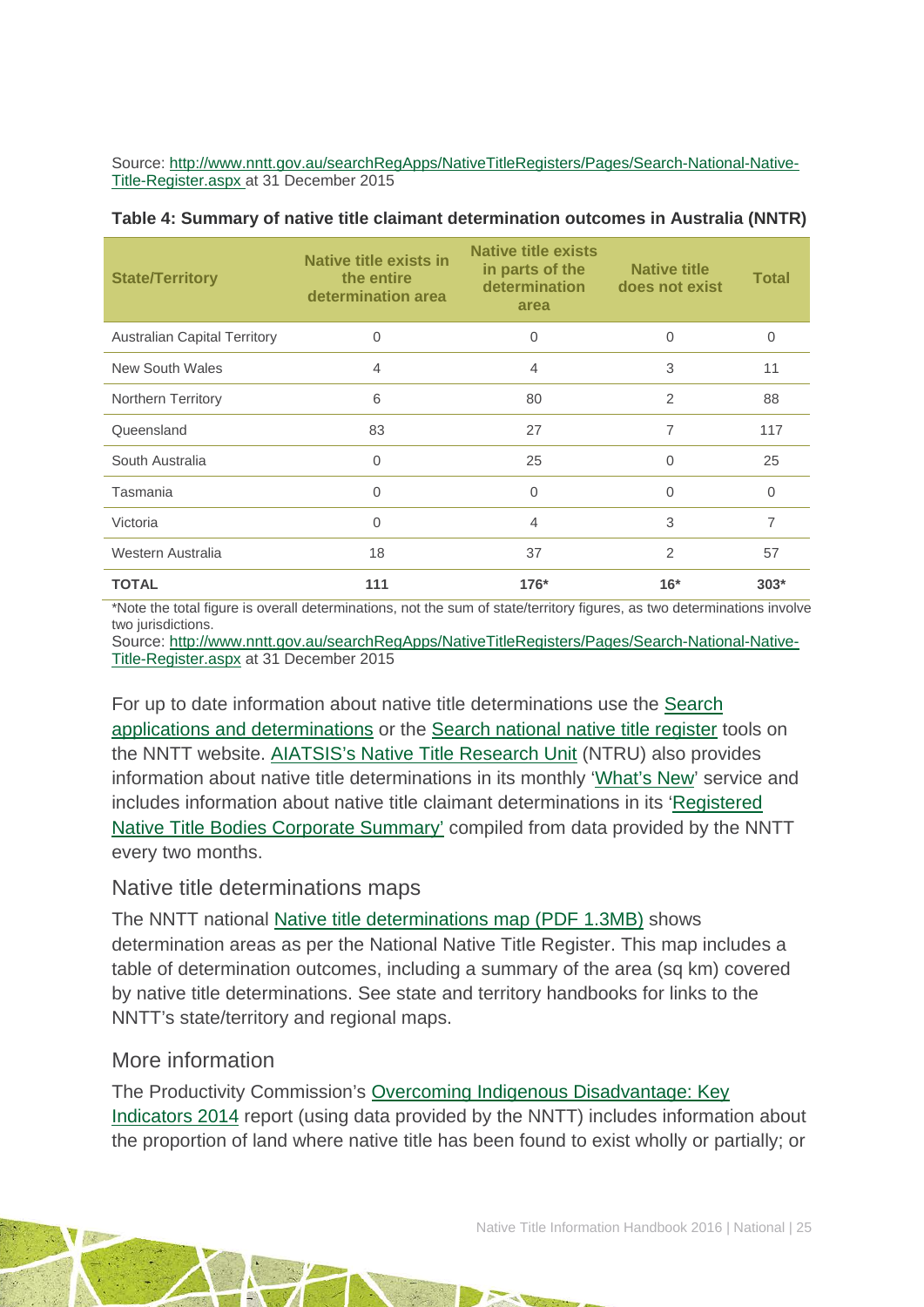Source: [http://www.nntt.gov.au/searchRegApps/NativeTitleRegisters/Pages/Search-National-Native-Title-Register.aspx](http://www.nntt.gov.au/searchRegApps/NativeTitleRegisters/Pages/Search-National-Native-Title-Register.aspx) at 31 December 2015

**Table 4: Summary of native title claimant determination outcomes in Australia (NNTR)**

| State/Territory | Native title exists in the entire determination area | Native title exists in parts of the determination area | Native title does not exist | Total |
| --- | --- | --- | --- | --- |
| Australian Capital Territory | 0 | 0 | 0 | 0 |
| New South Wales | 4 | 4 | 3 | 11 |
| Northern Territory | 6 | 80 | 2 | 88 |
| Queensland | 83 | 27 | 7 | 117 |
| South Australia | 0 | 25 | 0 | 25 |
| Tasmania | 0 | 0 | 0 | 0 |
| Victoria | 0 | 4 | 3 | 7 |
| Western Australia | 18 | 37 | 2 | 57 |
| **TOTAL** | **111** | **176*** | **16*** | **303*** |

*Note the total figure is overall determinations, not the sum of state/territory figures, as two determinations involve two jurisdictions.

Source: [http://www.nntt.gov.au/searchRegApps/NativeTitleRegisters/Pages/Search-National-Native-Title-Register.aspx](http://www.nntt.gov.au/searchRegApps/NativeTitleRegisters/Pages/Search-National-Native-Title-Register.aspx) at 31 December 2015

For up to date information about native title determinations use the Search applications and determinations or the Search national native title register tools on the NNTT website. AIATSIS's Native Title Research Unit (NTRU) also provides information about native title determinations in its monthly 'What's New' service and includes information about native title claimant determinations in its 'Registered Native Title Bodies Corporate Summary' compiled from data provided by the NNTT every two months.

## Native title determinations maps

The NNTT national Native title determinations map (PDF 1.3MB) shows determination areas as per the National Native Title Register. This map includes a table of determination outcomes, including a summary of the area (sq km) covered by native title determinations. See state and territory handbooks for links to the NNTT's state/territory and regional maps.

## More information

The Productivity Commission's Overcoming Indigenous Disadvantage: Key Indicators 2014 report (using data provided by the NNTT) includes information about the proportion of land where native title has been found to exist wholly or partially; or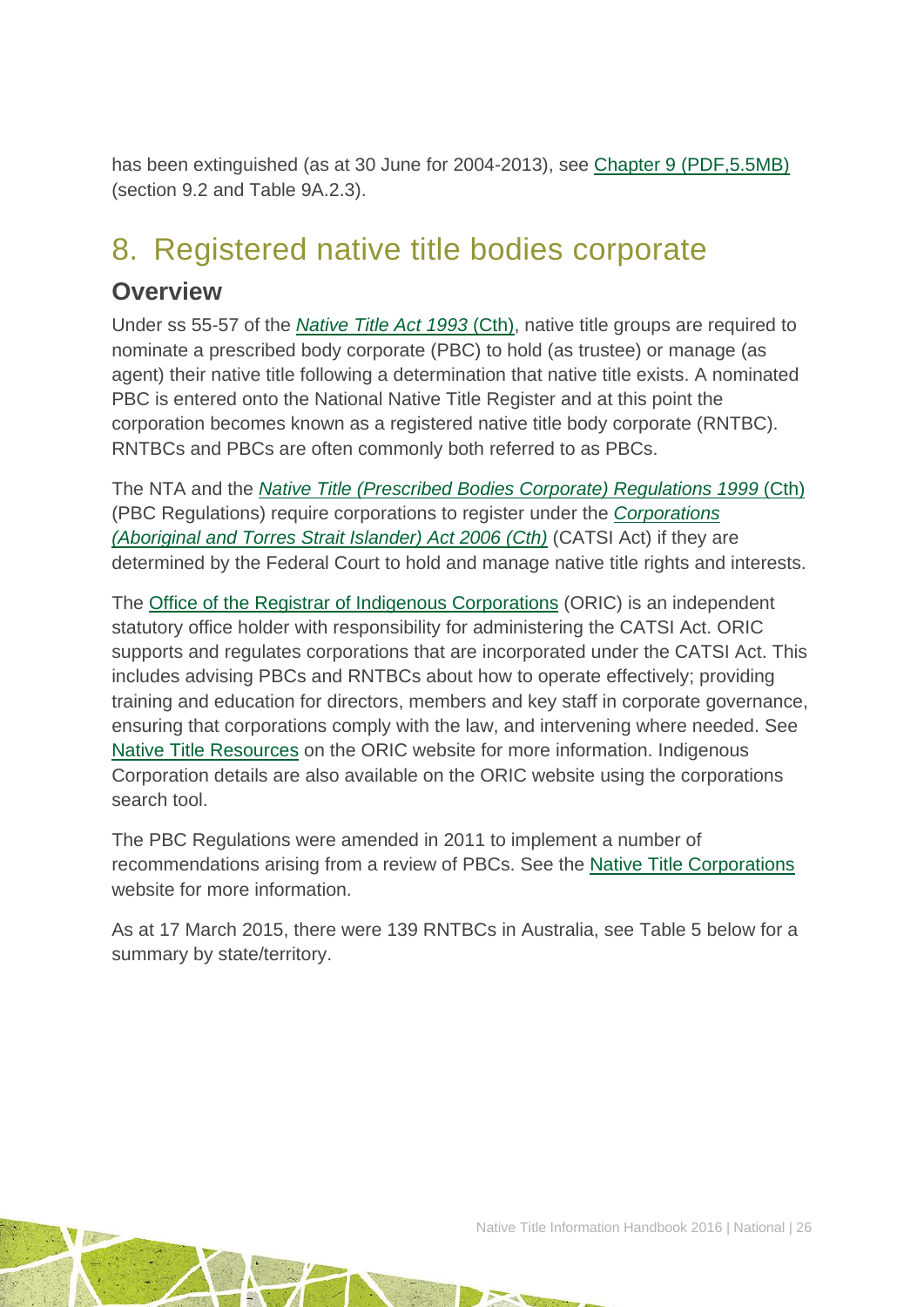has been extinguished (as at 30 June for 2004-2013), see Chapter 9 (PDF,5.5MB) (section 9.2 and Table 9A.2.3).

# 8. Registered native title bodies corporate

## Overview

Under ss 55-57 of the *Native Title Act 1993* (Cth), native title groups are required to nominate a prescribed body corporate (PBC) to hold (as trustee) or manage (as agent) their native title following a determination that native title exists. A nominated PBC is entered onto the National Native Title Register and at this point the corporation becomes known as a registered native title body corporate (RNTBC). RNTBCs and PBCs are often commonly both referred to as PBCs.

The NTA and the *Native Title (Prescribed Bodies Corporate) Regulations 1999* (Cth) (PBC Regulations) require corporations to register under the *Corporations (Aboriginal and Torres Strait Islander) Act 2006 (Cth)* (CATSI Act) if they are determined by the Federal Court to hold and manage native title rights and interests.

The Office of the Registrar of Indigenous Corporations (ORIC) is an independent statutory office holder with responsibility for administering the CATSI Act. ORIC supports and regulates corporations that are incorporated under the CATSI Act. This includes advising PBCs and RNTBCs about how to operate effectively; providing training and education for directors, members and key staff in corporate governance, ensuring that corporations comply with the law, and intervening where needed. See Native Title Resources on the ORIC website for more information. Indigenous Corporation details are also available on the ORIC website using the corporations search tool.

The PBC Regulations were amended in 2011 to implement a number of recommendations arising from a review of PBCs. See the Native Title Corporations website for more information.

As at 17 March 2015, there were 139 RNTBCs in Australia, see Table 5 below for a summary by state/territory.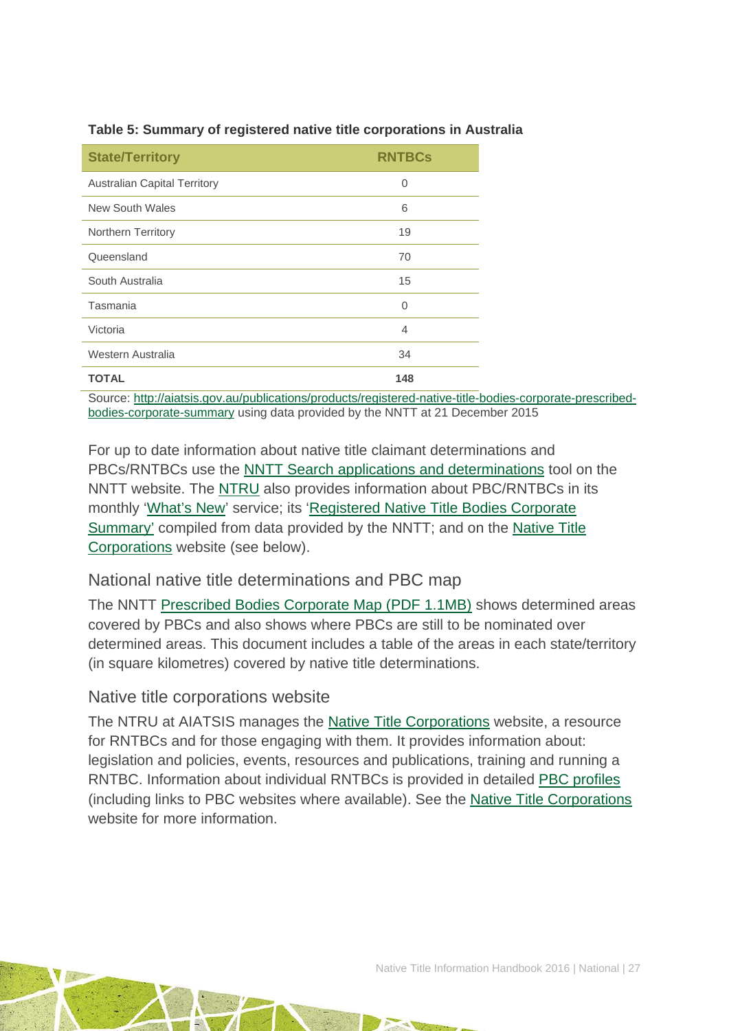**Table 5: Summary of registered native title corporations in Australia**

| State/Territory | RNTBCs |
|---|---|
| Australian Capital Territory | 0 |
| New South Wales | 6 |
| Northern Territory | 19 |
| Queensland | 70 |
| South Australia | 15 |
| Tasmania | 0 |
| Victoria | 4 |
| Western Australia | 34 |
| **TOTAL** | **148** |

Source: http://aiatsis.gov.au/publications/products/registered-native-title-bodies-corporate-prescribed-bodies-corporate-summary using data provided by the NNTT at 21 December 2015

For up to date information about native title claimant determinations and PBCs/RNTBCs use the NNTT Search applications and determinations tool on the NNTT website. The NTRU also provides information about PBC/RNTBCs in its monthly 'What's New' service; its 'Registered Native Title Bodies Corporate Summary' compiled from data provided by the NNTT; and on the Native Title Corporations website (see below).

## National native title determinations and PBC map

The NNTT Prescribed Bodies Corporate Map (PDF 1.1MB) shows determined areas covered by PBCs and also shows where PBCs are still to be nominated over determined areas. This document includes a table of the areas in each state/territory (in square kilometres) covered by native title determinations.

## Native title corporations website

The NTRU at AIATSIS manages the Native Title Corporations website, a resource for RNTBCs and for those engaging with them. It provides information about: legislation and policies, events, resources and publications, training and running a RNTBC. Information about individual RNTBCs is provided in detailed PBC profiles (including links to PBC websites where available). See the Native Title Corporations website for more information.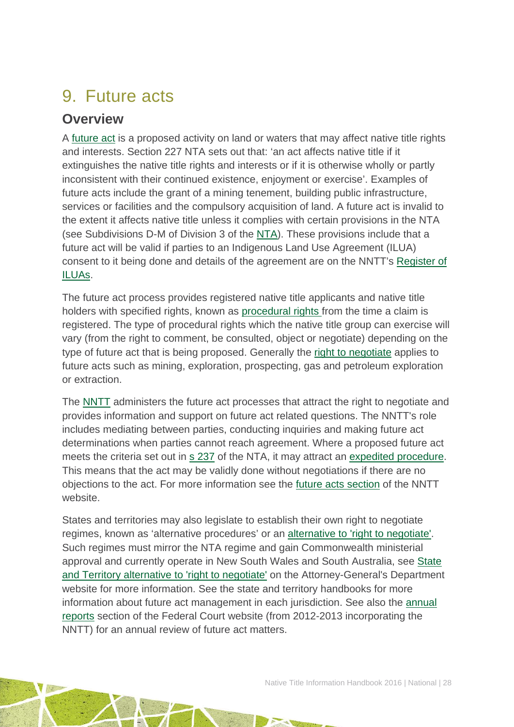# 9. Future acts

## Overview

A future act is a proposed activity on land or waters that may affect native title rights and interests. Section 227 NTA sets out that: 'an act affects native title if it extinguishes the native title rights and interests or if it is otherwise wholly or partly inconsistent with their continued existence, enjoyment or exercise'. Examples of future acts include the grant of a mining tenement, building public infrastructure, services or facilities and the compulsory acquisition of land. A future act is invalid to the extent it affects native title unless it complies with certain provisions in the NTA (see Subdivisions D-M of Division 3 of the NTA). These provisions include that a future act will be valid if parties to an Indigenous Land Use Agreement (ILUA) consent to it being done and details of the agreement are on the NNTT's Register of ILUAs.

The future act process provides registered native title applicants and native title holders with specified rights, known as procedural rights from the time a claim is registered. The type of procedural rights which the native title group can exercise will vary (from the right to comment, be consulted, object or negotiate) depending on the type of future act that is being proposed. Generally the right to negotiate applies to future acts such as mining, exploration, prospecting, gas and petroleum exploration or extraction.

The NNTT administers the future act processes that attract the right to negotiate and provides information and support on future act related questions. The NNTT's role includes mediating between parties, conducting inquiries and making future act determinations when parties cannot reach agreement. Where a proposed future act meets the criteria set out in s 237 of the NTA, it may attract an expedited procedure. This means that the act may be validly done without negotiations if there are no objections to the act. For more information see the future acts section of the NNTT website.

States and territories may also legislate to establish their own right to negotiate regimes, known as 'alternative procedures' or an alternative to 'right to negotiate'. Such regimes must mirror the NTA regime and gain Commonwealth ministerial approval and currently operate in New South Wales and South Australia, see State and Territory alternative to 'right to negotiate' on the Attorney-General's Department website for more information. See the state and territory handbooks for more information about future act management in each jurisdiction. See also the annual reports section of the Federal Court website (from 2012-2013 incorporating the NNTT) for an annual review of future act matters.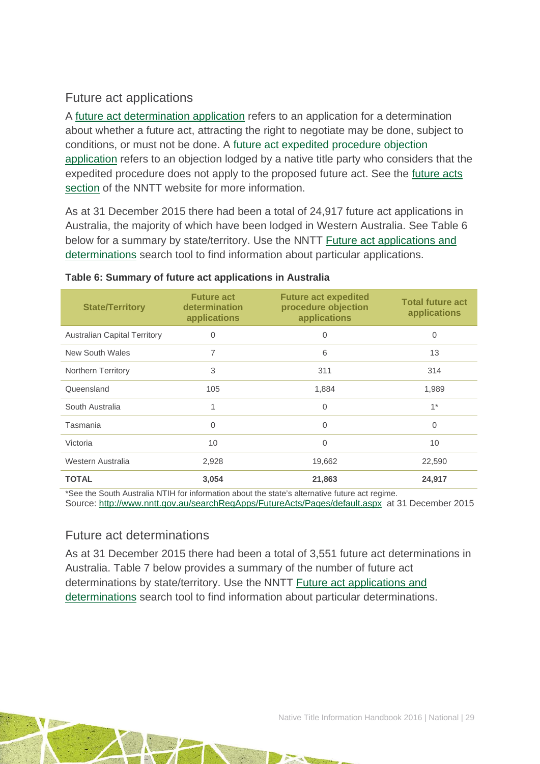## Future act applications

A future act determination application refers to an application for a determination about whether a future act, attracting the right to negotiate may be done, subject to conditions, or must not be done. A future act expedited procedure objection application refers to an objection lodged by a native title party who considers that the expedited procedure does not apply to the proposed future act. See the future acts section of the NNTT website for more information.

As at 31 December 2015 there had been a total of 24,917 future act applications in Australia, the majority of which have been lodged in Western Australia. See Table 6 below for a summary by state/territory. Use the NNTT Future act applications and determinations search tool to find information about particular applications.

**Table 6: Summary of future act applications in Australia**

| State/Territory | Future act determination applications | Future act expedited procedure objection applications | Total future act applications |
|---|---|---|---|
| Australian Capital Territory | 0 | 0 | 0 |
| New South Wales | 7 | 6 | 13 |
| Northern Territory | 3 | 311 | 314 |
| Queensland | 105 | 1,884 | 1,989 |
| South Australia | 1 | 0 | 1* |
| Tasmania | 0 | 0 | 0 |
| Victoria | 10 | 0 | 10 |
| Western Australia | 2,928 | 19,662 | 22,590 |
| **TOTAL** | **3,054** | **21,863** | **24,917** |

*See the South Australia NTIH for information about the state's alternative future act regime.
Source: http://www.nntt.gov.au/searchRegApps/FutureActs/Pages/default.aspx at 31 December 2015

## Future act determinations

As at 31 December 2015 there had been a total of 3,551 future act determinations in Australia. Table 7 below provides a summary of the number of future act determinations by state/territory. Use the NNTT Future act applications and determinations search tool to find information about particular determinations.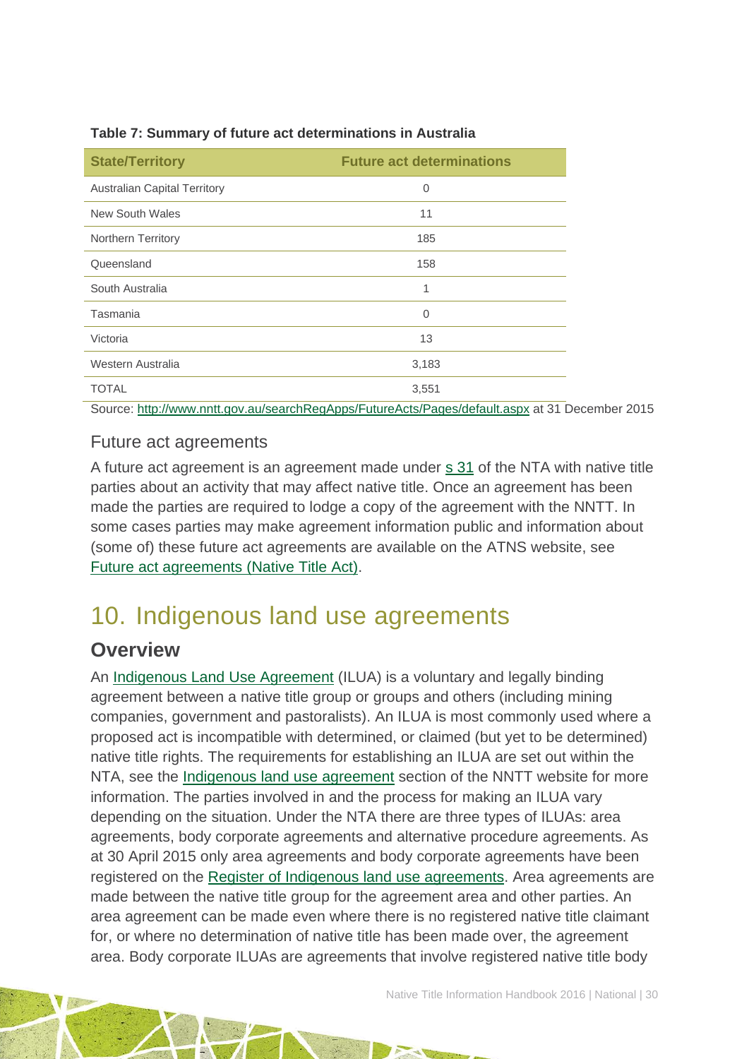**Table 7: Summary of future act determinations in Australia**

| State/Territory | Future act determinations |
| --- | --- |
| Australian Capital Territory | 0 |
| New South Wales | 11 |
| Northern Territory | 185 |
| Queensland | 158 |
| South Australia | 1 |
| Tasmania | 0 |
| Victoria | 13 |
| Western Australia | 3,183 |
| TOTAL | 3,551 |

Source: http://www.nntt.gov.au/searchRegApps/FutureActs/Pages/default.aspx at 31 December 2015

### Future act agreements

A future act agreement is an agreement made under s 31 of the NTA with native title parties about an activity that may affect native title. Once an agreement has been made the parties are required to lodge a copy of the agreement with the NNTT. In some cases parties may make agreement information public and information about (some of) these future act agreements are available on the ATNS website, see Future act agreements (Native Title Act).

# 10. Indigenous land use agreements

## Overview

An Indigenous Land Use Agreement (ILUA) is a voluntary and legally binding agreement between a native title group or groups and others (including mining companies, government and pastoralists). An ILUA is most commonly used where a proposed act is incompatible with determined, or claimed (but yet to be determined) native title rights. The requirements for establishing an ILUA are set out within the NTA, see the Indigenous land use agreement section of the NNTT website for more information. The parties involved in and the process for making an ILUA vary depending on the situation. Under the NTA there are three types of ILUAs: area agreements, body corporate agreements and alternative procedure agreements. As at 30 April 2015 only area agreements and body corporate agreements have been registered on the Register of Indigenous land use agreements. Area agreements are made between the native title group for the agreement area and other parties. An area agreement can be made even where there is no registered native title claimant for, or where no determination of native title has been made over, the agreement area. Body corporate ILUAs are agreements that involve registered native title body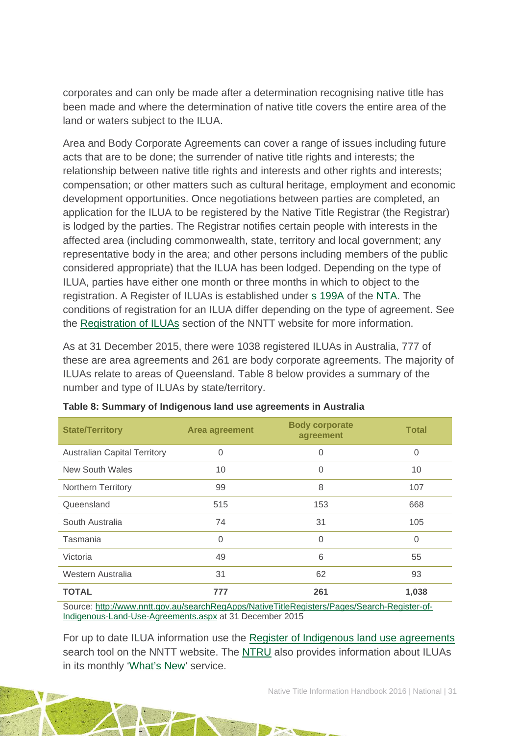corporates and can only be made after a determination recognising native title has been made and where the determination of native title covers the entire area of the land or waters subject to the ILUA.

Area and Body Corporate Agreements can cover a range of issues including future acts that are to be done; the surrender of native title rights and interests; the relationship between native title rights and interests and other rights and interests; compensation; or other matters such as cultural heritage, employment and economic development opportunities. Once negotiations between parties are completed, an application for the ILUA to be registered by the Native Title Registrar (the Registrar) is lodged by the parties. The Registrar notifies certain people with interests in the affected area (including commonwealth, state, territory and local government; any representative body in the area; and other persons including members of the public considered appropriate) that the ILUA has been lodged. Depending on the type of ILUA, parties have either one month or three months in which to object to the registration. A Register of ILUAs is established under s 199A of the NTA. The conditions of registration for an ILUA differ depending on the type of agreement. See the Registration of ILUAs section of the NNTT website for more information.

As at 31 December 2015, there were 1038 registered ILUAs in Australia, 777 of these are area agreements and 261 are body corporate agreements. The majority of ILUAs relate to areas of Queensland. Table 8 below provides a summary of the number and type of ILUAs by state/territory.

**Table 8: Summary of Indigenous land use agreements in Australia**

| State/Territory | Area agreement | Body corporate agreement | Total |
|---|---|---|---|
| Australian Capital Territory | 0 | 0 | 0 |
| New South Wales | 10 | 0 | 10 |
| Northern Territory | 99 | 8 | 107 |
| Queensland | 515 | 153 | 668 |
| South Australia | 74 | 31 | 105 |
| Tasmania | 0 | 0 | 0 |
| Victoria | 49 | 6 | 55 |
| Western Australia | 31 | 62 | 93 |
| **TOTAL** | **777** | **261** | **1,038** |

Source: http://www.nntt.gov.au/searchRegApps/NativeTitleRegisters/Pages/Search-Register-of-Indigenous-Land-Use-Agreements.aspx at 31 December 2015

For up to date ILUA information use the Register of Indigenous land use agreements search tool on the NNTT website. The NTRU also provides information about ILUAs in its monthly 'What's New' service.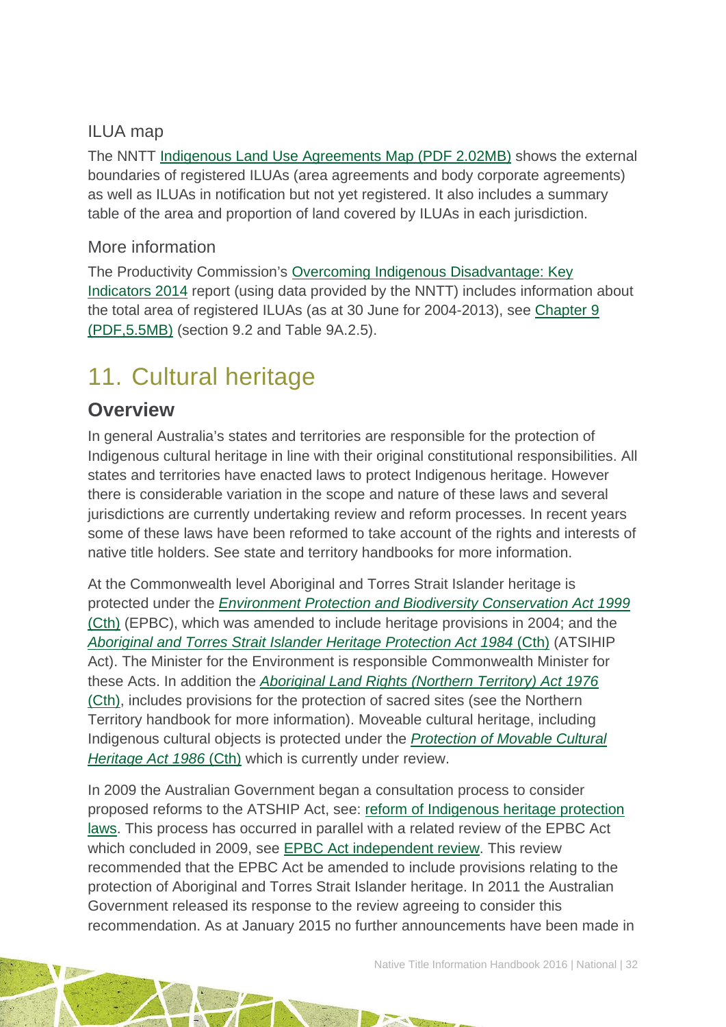### ILUA map

The NNTT Indigenous Land Use Agreements Map (PDF 2.02MB) shows the external boundaries of registered ILUAs (area agreements and body corporate agreements) as well as ILUAs in notification but not yet registered. It also includes a summary table of the area and proportion of land covered by ILUAs in each jurisdiction.

### More information

The Productivity Commission's Overcoming Indigenous Disadvantage: Key Indicators 2014 report (using data provided by the NNTT) includes information about the total area of registered ILUAs (as at 30 June for 2004-2013), see Chapter 9 (PDF,5.5MB) (section 9.2 and Table 9A.2.5).

# 11. Cultural heritage

## Overview

In general Australia's states and territories are responsible for the protection of Indigenous cultural heritage in line with their original constitutional responsibilities. All states and territories have enacted laws to protect Indigenous heritage. However there is considerable variation in the scope and nature of these laws and several jurisdictions are currently undertaking review and reform processes. In recent years some of these laws have been reformed to take account of the rights and interests of native title holders. See state and territory handbooks for more information.

At the Commonwealth level Aboriginal and Torres Strait Islander heritage is protected under the *Environment Protection and Biodiversity Conservation Act 1999* (Cth) (EPBC), which was amended to include heritage provisions in 2004; and the *Aboriginal and Torres Strait Islander Heritage Protection Act 1984* (Cth) (ATSIHIP Act). The Minister for the Environment is responsible Commonwealth Minister for these Acts. In addition the *Aboriginal Land Rights (Northern Territory) Act 1976* (Cth), includes provisions for the protection of sacred sites (see the Northern Territory handbook for more information). Moveable cultural heritage, including Indigenous cultural objects is protected under the *Protection of Movable Cultural Heritage Act 1986* (Cth) which is currently under review.

In 2009 the Australian Government began a consultation process to consider proposed reforms to the ATSHIP Act, see: reform of Indigenous heritage protection laws. This process has occurred in parallel with a related review of the EPBC Act which concluded in 2009, see EPBC Act independent review. This review recommended that the EPBC Act be amended to include provisions relating to the protection of Aboriginal and Torres Strait Islander heritage. In 2011 the Australian Government released its response to the review agreeing to consider this recommendation. As at January 2015 no further announcements have been made in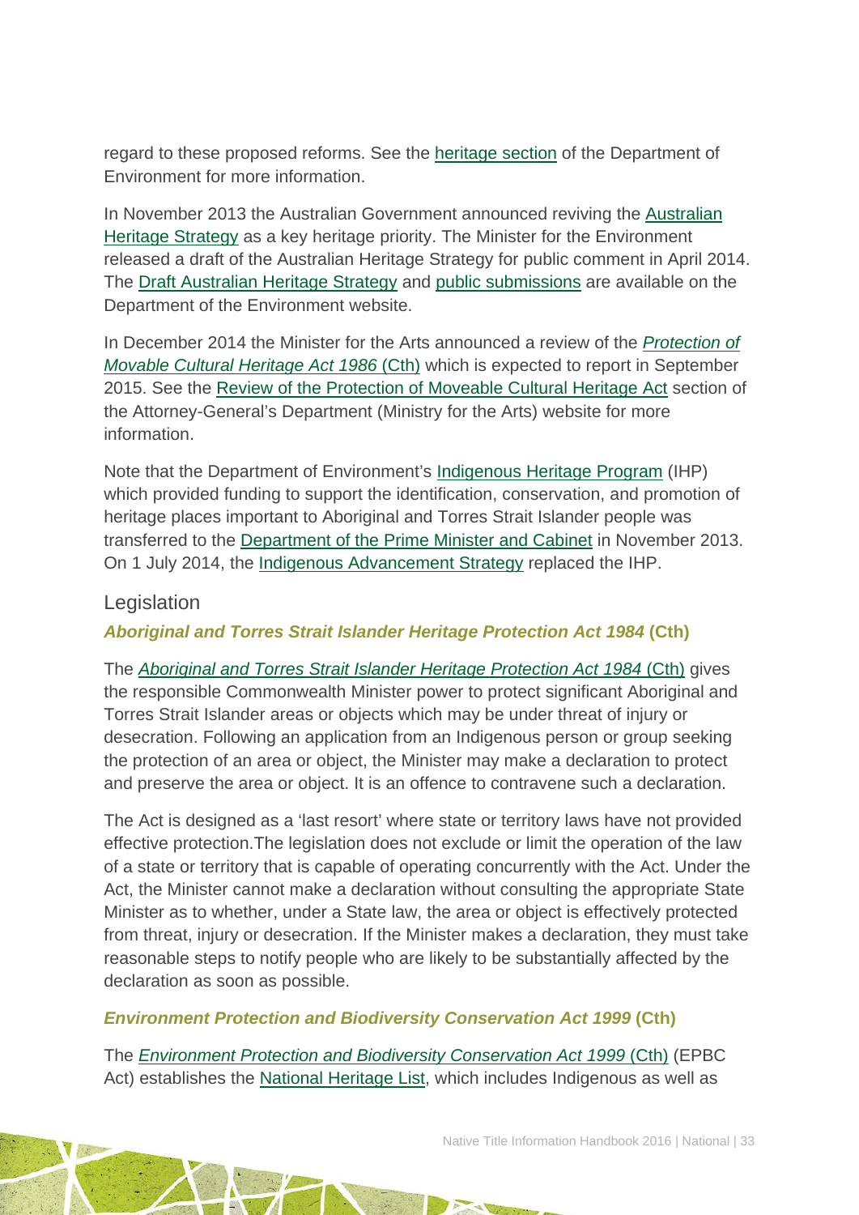regard to these proposed reforms. See the heritage section of the Department of Environment for more information.

In November 2013 the Australian Government announced reviving the Australian Heritage Strategy as a key heritage priority. The Minister for the Environment released a draft of the Australian Heritage Strategy for public comment in April 2014. The Draft Australian Heritage Strategy and public submissions are available on the Department of the Environment website.

In December 2014 the Minister for the Arts announced a review of the *Protection of Movable Cultural Heritage Act 1986* (Cth) which is expected to report in September 2015. See the Review of the Protection of Moveable Cultural Heritage Act section of the Attorney-General's Department (Ministry for the Arts) website for more information.

Note that the Department of Environment's Indigenous Heritage Program (IHP) which provided funding to support the identification, conservation, and promotion of heritage places important to Aboriginal and Torres Strait Islander people was transferred to the Department of the Prime Minister and Cabinet in November 2013. On 1 July 2014, the Indigenous Advancement Strategy replaced the IHP.

## Legislation

### *Aboriginal and Torres Strait Islander Heritage Protection Act 1984* (Cth)

The *Aboriginal and Torres Strait Islander Heritage Protection Act 1984* (Cth) gives the responsible Commonwealth Minister power to protect significant Aboriginal and Torres Strait Islander areas or objects which may be under threat of injury or desecration. Following an application from an Indigenous person or group seeking the protection of an area or object, the Minister may make a declaration to protect and preserve the area or object. It is an offence to contravene such a declaration.

The Act is designed as a 'last resort' where state or territory laws have not provided effective protection.The legislation does not exclude or limit the operation of the law of a state or territory that is capable of operating concurrently with the Act. Under the Act, the Minister cannot make a declaration without consulting the appropriate State Minister as to whether, under a State law, the area or object is effectively protected from threat, injury or desecration. If the Minister makes a declaration, they must take reasonable steps to notify people who are likely to be substantially affected by the declaration as soon as possible.

### *Environment Protection and Biodiversity Conservation Act 1999* (Cth)

The *Environment Protection and Biodiversity Conservation Act 1999* (Cth) (EPBC Act) establishes the National Heritage List, which includes Indigenous as well as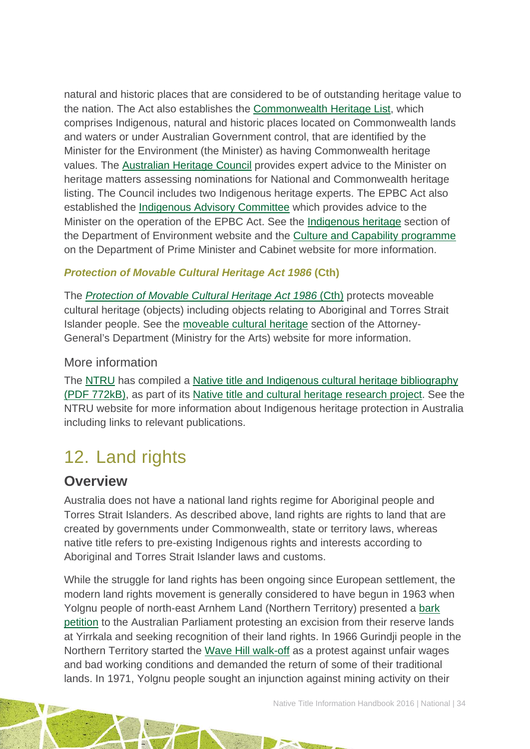natural and historic places that are considered to be of outstanding heritage value to the nation. The Act also establishes the Commonwealth Heritage List, which comprises Indigenous, natural and historic places located on Commonwealth lands and waters or under Australian Government control, that are identified by the Minister for the Environment (the Minister) as having Commonwealth heritage values. The Australian Heritage Council provides expert advice to the Minister on heritage matters assessing nominations for National and Commonwealth heritage listing. The Council includes two Indigenous heritage experts. The EPBC Act also established the Indigenous Advisory Committee which provides advice to the Minister on the operation of the EPBC Act. See the Indigenous heritage section of the Department of Environment website and the Culture and Capability programme on the Department of Prime Minister and Cabinet website for more information.

#### *Protection of Movable Cultural Heritage Act 1986* (Cth)

The *Protection of Movable Cultural Heritage Act 1986* (Cth) protects moveable cultural heritage (objects) including objects relating to Aboriginal and Torres Strait Islander people. See the moveable cultural heritage section of the Attorney-General's Department (Ministry for the Arts) website for more information.

### More information

The NTRU has compiled a Native title and Indigenous cultural heritage bibliography (PDF 772kB), as part of its Native title and cultural heritage research project. See the NTRU website for more information about Indigenous heritage protection in Australia including links to relevant publications.

# 12. Land rights

## Overview

Australia does not have a national land rights regime for Aboriginal people and Torres Strait Islanders. As described above, land rights are rights to land that are created by governments under Commonwealth, state or territory laws, whereas native title refers to pre-existing Indigenous rights and interests according to Aboriginal and Torres Strait Islander laws and customs.

While the struggle for land rights has been ongoing since European settlement, the modern land rights movement is generally considered to have begun in 1963 when Yolgnu people of north-east Arnhem Land (Northern Territory) presented a bark petition to the Australian Parliament protesting an excision from their reserve lands at Yirrkala and seeking recognition of their land rights. In 1966 Gurindji people in the Northern Territory started the Wave Hill walk-off as a protest against unfair wages and bad working conditions and demanded the return of some of their traditional lands. In 1971, Yolgnu people sought an injunction against mining activity on their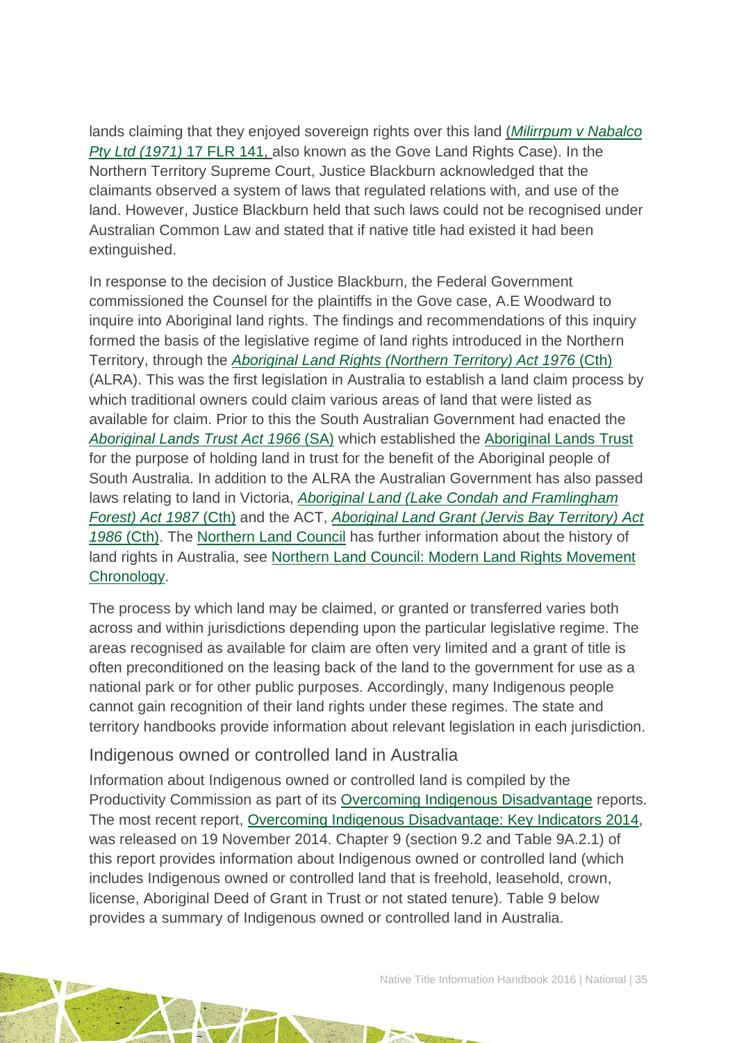lands claiming that they enjoyed sovereign rights over this land (*Milirrpum v Nabalco Pty Ltd (1971)* 17 FLR 141, also known as the Gove Land Rights Case). In the Northern Territory Supreme Court, Justice Blackburn acknowledged that the claimants observed a system of laws that regulated relations with, and use of the land. However, Justice Blackburn held that such laws could not be recognised under Australian Common Law and stated that if native title had existed it had been extinguished.

In response to the decision of Justice Blackburn, the Federal Government commissioned the Counsel for the plaintiffs in the Gove case, A.E Woodward to inquire into Aboriginal land rights. The findings and recommendations of this inquiry formed the basis of the legislative regime of land rights introduced in the Northern Territory, through the *Aboriginal Land Rights (Northern Territory) Act 1976* (Cth) (ALRA). This was the first legislation in Australia to establish a land claim process by which traditional owners could claim various areas of land that were listed as available for claim. Prior to this the South Australian Government had enacted the *Aboriginal Lands Trust Act 1966* (SA) which established the Aboriginal Lands Trust for the purpose of holding land in trust for the benefit of the Aboriginal people of South Australia. In addition to the ALRA the Australian Government has also passed laws relating to land in Victoria, *Aboriginal Land (Lake Condah and Framlingham Forest) Act 1987* (Cth) and the ACT, *Aboriginal Land Grant (Jervis Bay Territory) Act 1986* (Cth). The Northern Land Council has further information about the history of land rights in Australia, see Northern Land Council: Modern Land Rights Movement Chronology.

The process by which land may be claimed, or granted or transferred varies both across and within jurisdictions depending upon the particular legislative regime. The areas recognised as available for claim are often very limited and a grant of title is often preconditioned on the leasing back of the land to the government for use as a national park or for other public purposes. Accordingly, many Indigenous people cannot gain recognition of their land rights under these regimes. The state and territory handbooks provide information about relevant legislation in each jurisdiction.

## Indigenous owned or controlled land in Australia

Information about Indigenous owned or controlled land is compiled by the Productivity Commission as part of its Overcoming Indigenous Disadvantage reports. The most recent report, Overcoming Indigenous Disadvantage: Key Indicators 2014, was released on 19 November 2014. Chapter 9 (section 9.2 and Table 9A.2.1) of this report provides information about Indigenous owned or controlled land (which includes Indigenous owned or controlled land that is freehold, leasehold, crown, license, Aboriginal Deed of Grant in Trust or not stated tenure). Table 9 below provides a summary of Indigenous owned or controlled land in Australia.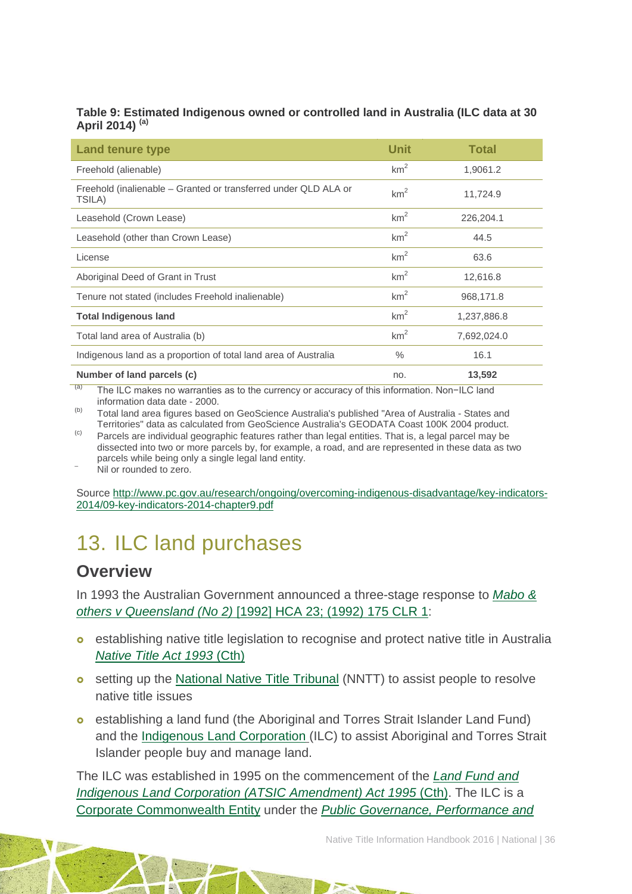**Table 9: Estimated Indigenous owned or controlled land in Australia (ILC data at 30 April 2014) [(a)]**

| Land tenure type | Unit | Total |
|---|---|---|
| Freehold (alienable) | $km^2$ | 1,9061.2 |
| Freehold (inalienable – Granted or transferred under QLD ALA or TSILA) | $km^2$ | 11,724.9 |
| Leasehold (Crown Lease) | $km^2$ | 226,204.1 |
| Leasehold (other than Crown Lease) | $km^2$ | 44.5 |
| License | $km^2$ | 63.6 |
| Aboriginal Deed of Grant in Trust | $km^2$ | 12,616.8 |
| Tenure not stated (includes Freehold inalienable) | $km^2$ | 968,171.8 |
| **Total Indigenous land** | $km^2$ | 1,237,886.8 |
| Total land area of Australia (b) | $km^2$ | 7,692,024.0 |
| Indigenous land as a proportion of total land area of Australia | % | 16.1 |
| **Number of land parcels (c)** | no. | **13,592** |

(a) The ILC makes no warranties as to the currency or accuracy of this information. Non−ILC land information data date - 2000.
(b) Total land area figures based on GeoScience Australia's published "Area of Australia - States and Territories" data as calculated from GeoScience Australia's GEODATA Coast 100K 2004 product.
(c) Parcels are individual geographic features rather than legal entities. That is, a legal parcel may be dissected into two or more parcels by, for example, a road, and are represented in these data as two parcels while being only a single legal land entity.
– Nil or rounded to zero.

Source http://www.pc.gov.au/research/ongoing/overcoming-indigenous-disadvantage/key-indicators-2014/09-key-indicators-2014-chapter9.pdf

# 13. ILC land purchases

## Overview

In 1993 the Australian Government announced a three-stage response to *Mabo & others v Queensland (No 2)* [1992] HCA 23; (1992) 175 CLR 1:

- establishing native title legislation to recognise and protect native title in Australia *Native Title Act 1993* (Cth)
- setting up the National Native Title Tribunal (NNTT) to assist people to resolve native title issues
- establishing a land fund (the Aboriginal and Torres Strait Islander Land Fund) and the Indigenous Land Corporation (ILC) to assist Aboriginal and Torres Strait Islander people buy and manage land.

The ILC was established in 1995 on the commencement of the *Land Fund and Indigenous Land Corporation (ATSIC Amendment) Act 1995* (Cth). The ILC is a Corporate Commonwealth Entity under the *Public Governance, Performance and*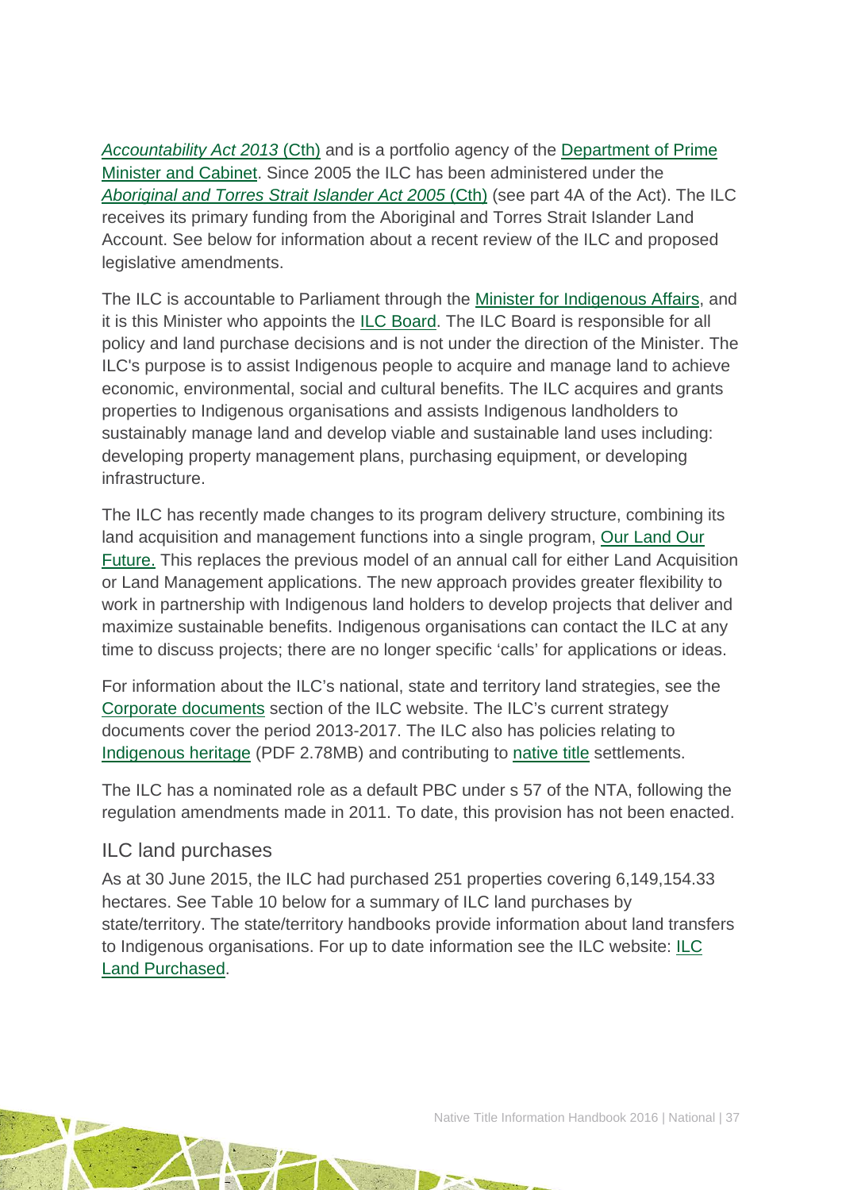*Accountability Act 2013* (Cth) and is a portfolio agency of the Department of Prime Minister and Cabinet. Since 2005 the ILC has been administered under the *Aboriginal and Torres Strait Islander Act 2005* (Cth) (see part 4A of the Act). The ILC receives its primary funding from the Aboriginal and Torres Strait Islander Land Account. See below for information about a recent review of the ILC and proposed legislative amendments.

The ILC is accountable to Parliament through the Minister for Indigenous Affairs, and it is this Minister who appoints the ILC Board. The ILC Board is responsible for all policy and land purchase decisions and is not under the direction of the Minister. The ILC's purpose is to assist Indigenous people to acquire and manage land to achieve economic, environmental, social and cultural benefits. The ILC acquires and grants properties to Indigenous organisations and assists Indigenous landholders to sustainably manage land and develop viable and sustainable land uses including: developing property management plans, purchasing equipment, or developing infrastructure.

The ILC has recently made changes to its program delivery structure, combining its land acquisition and management functions into a single program, Our Land Our Future. This replaces the previous model of an annual call for either Land Acquisition or Land Management applications. The new approach provides greater flexibility to work in partnership with Indigenous land holders to develop projects that deliver and maximize sustainable benefits. Indigenous organisations can contact the ILC at any time to discuss projects; there are no longer specific 'calls' for applications or ideas.

For information about the ILC's national, state and territory land strategies, see the Corporate documents section of the ILC website. The ILC's current strategy documents cover the period 2013-2017. The ILC also has policies relating to Indigenous heritage (PDF 2.78MB) and contributing to native title settlements.

The ILC has a nominated role as a default PBC under s 57 of the NTA, following the regulation amendments made in 2011. To date, this provision has not been enacted.

## ILC land purchases

As at 30 June 2015, the ILC had purchased 251 properties covering 6,149,154.33 hectares. See Table 10 below for a summary of ILC land purchases by state/territory. The state/territory handbooks provide information about land transfers to Indigenous organisations. For up to date information see the ILC website: ILC Land Purchased.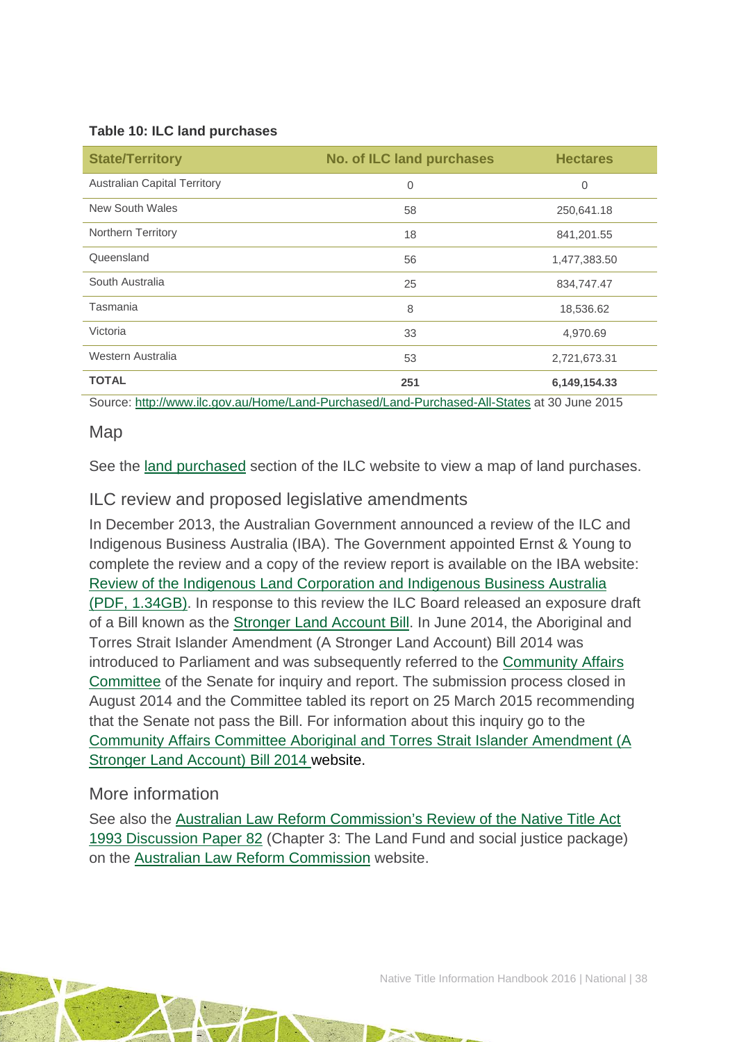**Table 10: ILC land purchases**

| State/Territory | No. of ILC land purchases | Hectares |
|---|---|---|
| Australian Capital Territory | 0 | 0 |
| New South Wales | 58 | 250,641.18 |
| Northern Territory | 18 | 841,201.55 |
| Queensland | 56 | 1,477,383.50 |
| South Australia | 25 | 834,747.47 |
| Tasmania | 8 | 18,536.62 |
| Victoria | 33 | 4,970.69 |
| Western Australia | 53 | 2,721,673.31 |
| **TOTAL** | **251** | **6,149,154.33** |

Source: http://www.ilc.gov.au/Home/Land-Purchased/Land-Purchased-All-States at 30 June 2015

## Map

See the land purchased section of the ILC website to view a map of land purchases.

## ILC review and proposed legislative amendments

In December 2013, the Australian Government announced a review of the ILC and Indigenous Business Australia (IBA). The Government appointed Ernst & Young to complete the review and a copy of the review report is available on the IBA website: Review of the Indigenous Land Corporation and Indigenous Business Australia (PDF, 1.34GB). In response to this review the ILC Board released an exposure draft of a Bill known as the Stronger Land Account Bill. In June 2014, the Aboriginal and Torres Strait Islander Amendment (A Stronger Land Account) Bill 2014 was introduced to Parliament and was subsequently referred to the Community Affairs Committee of the Senate for inquiry and report. The submission process closed in August 2014 and the Committee tabled its report on 25 March 2015 recommending that the Senate not pass the Bill. For information about this inquiry go to the Community Affairs Committee Aboriginal and Torres Strait Islander Amendment (A Stronger Land Account) Bill 2014 website.

## More information

See also the Australian Law Reform Commission's Review of the Native Title Act 1993 Discussion Paper 82 (Chapter 3: The Land Fund and social justice package) on the Australian Law Reform Commission website.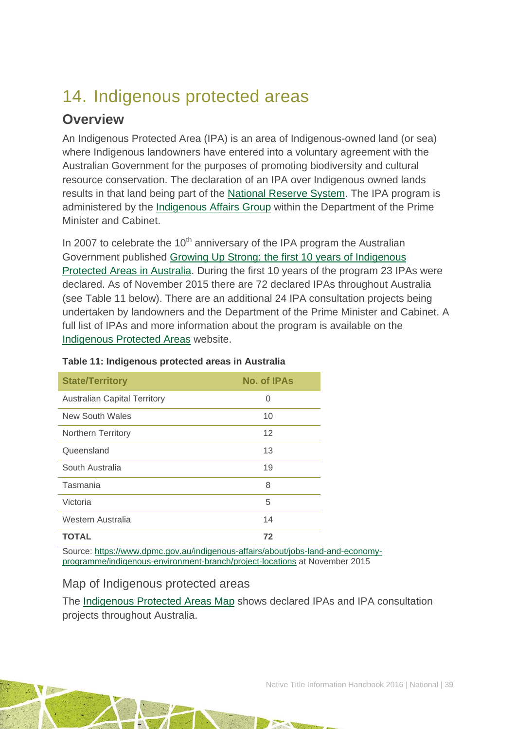# 14. Indigenous protected areas

## Overview

An Indigenous Protected Area (IPA) is an area of Indigenous-owned land (or sea) where Indigenous landowners have entered into a voluntary agreement with the Australian Government for the purposes of promoting biodiversity and cultural resource conservation. The declaration of an IPA over Indigenous owned lands results in that land being part of the National Reserve System. The IPA program is administered by the Indigenous Affairs Group within the Department of the Prime Minister and Cabinet.

In 2007 to celebrate the 10th anniversary of the IPA program the Australian Government published Growing Up Strong: the first 10 years of Indigenous Protected Areas in Australia. During the first 10 years of the program 23 IPAs were declared. As of November 2015 there are 72 declared IPAs throughout Australia (see Table 11 below). There are an additional 24 IPA consultation projects being undertaken by landowners and the Department of the Prime Minister and Cabinet. A full list of IPAs and more information about the program is available on the Indigenous Protected Areas website.

**Table 11: Indigenous protected areas in Australia**

| State/Territory | No. of IPAs |
|---|---|
| Australian Capital Territory | 0 |
| New South Wales | 10 |
| Northern Territory | 12 |
| Queensland | 13 |
| South Australia | 19 |
| Tasmania | 8 |
| Victoria | 5 |
| Western Australia | 14 |
| **TOTAL** | **72** |

Source: https://www.dpmc.gov.au/indigenous-affairs/about/jobs-land-and-economy-programme/indigenous-environment-branch/project-locations at November 2015

### Map of Indigenous protected areas

The Indigenous Protected Areas Map shows declared IPAs and IPA consultation projects throughout Australia.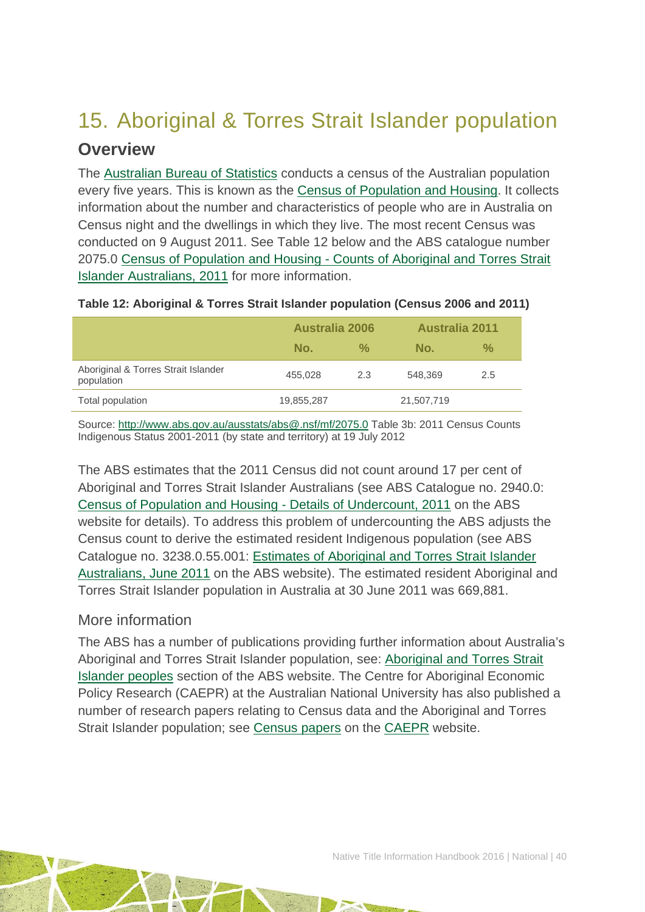# 15. Aboriginal & Torres Strait Islander population

## Overview

The Australian Bureau of Statistics conducts a census of the Australian population every five years. This is known as the Census of Population and Housing. It collects information about the number and characteristics of people who are in Australia on Census night and the dwellings in which they live. The most recent Census was conducted on 9 August 2011. See Table 12 below and the ABS catalogue number 2075.0 Census of Population and Housing - Counts of Aboriginal and Torres Strait Islander Australians, 2011 for more information.

**Table 12: Aboriginal & Torres Strait Islander population (Census 2006 and 2011)**

| | Australia 2006 | | Australia 2011 | |
|---|---|---|---|---|
| | No. | % | No. | % |
| Aboriginal & Torres Strait Islander population | 455,028 | 2.3 | 548,369 | 2.5 |
| Total population | 19,855,287 | | 21,507,719 | |

Source: http://www.abs.gov.au/ausstats/abs@.nsf/mf/2075.0 Table 3b: 2011 Census Counts Indigenous Status 2001-2011 (by state and territory) at 19 July 2012

The ABS estimates that the 2011 Census did not count around 17 per cent of Aboriginal and Torres Strait Islander Australians (see ABS Catalogue no. 2940.0: Census of Population and Housing - Details of Undercount, 2011 on the ABS website for details). To address this problem of undercounting the ABS adjusts the Census count to derive the estimated resident Indigenous population (see ABS Catalogue no. 3238.0.55.001: Estimates of Aboriginal and Torres Strait Islander Australians, June 2011 on the ABS website). The estimated resident Aboriginal and Torres Strait Islander population in Australia at 30 June 2011 was 669,881.

### More information

The ABS has a number of publications providing further information about Australia's Aboriginal and Torres Strait Islander population, see: Aboriginal and Torres Strait Islander peoples section of the ABS website. The Centre for Aboriginal Economic Policy Research (CAEPR) at the Australian National University has also published a number of research papers relating to Census data and the Aboriginal and Torres Strait Islander population; see Census papers on the CAEPR website.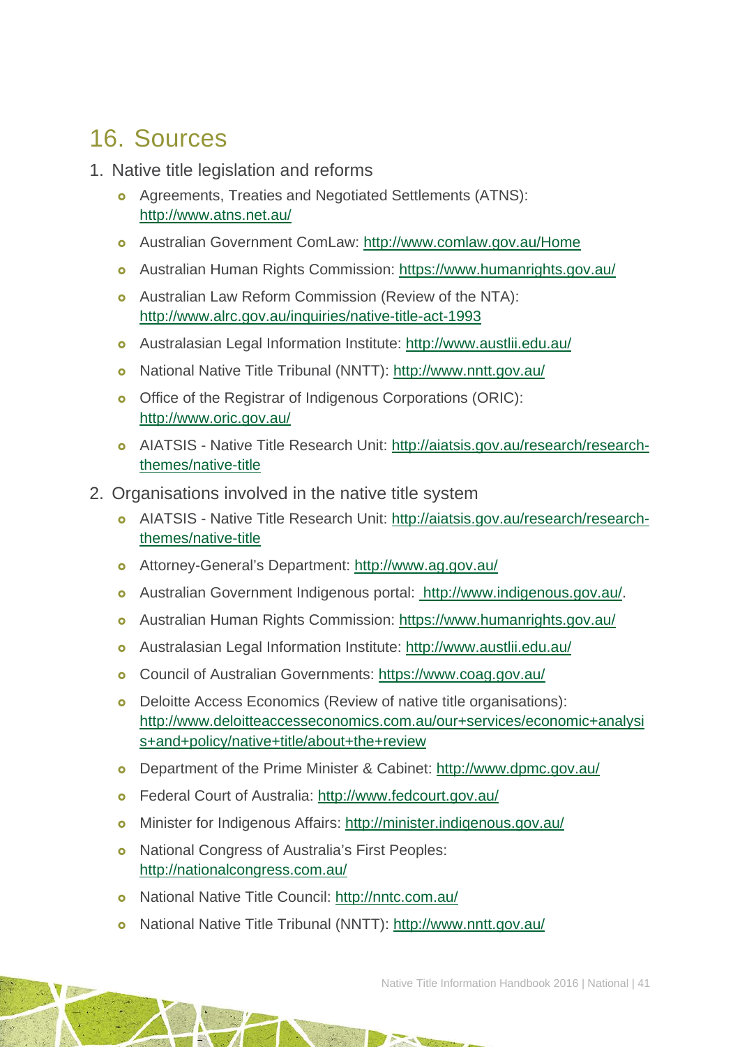# 16. Sources

1. Native title legislation and reforms
   - Agreements, Treaties and Negotiated Settlements (ATNS): http://www.atns.net.au/
   - Australian Government ComLaw: http://www.comlaw.gov.au/Home
   - Australian Human Rights Commission: https://www.humanrights.gov.au/
   - Australian Law Reform Commission (Review of the NTA): http://www.alrc.gov.au/inquiries/native-title-act-1993
   - Australasian Legal Information Institute: http://www.austlii.edu.au/
   - National Native Title Tribunal (NNTT): http://www.nntt.gov.au/
   - Office of the Registrar of Indigenous Corporations (ORIC): http://www.oric.gov.au/
   - AIATSIS - Native Title Research Unit: http://aiatsis.gov.au/research/research-themes/native-title
2. Organisations involved in the native title system
   - AIATSIS - Native Title Research Unit: http://aiatsis.gov.au/research/research-themes/native-title
   - Attorney-General's Department: http://www.ag.gov.au/
   - Australian Government Indigenous portal: http://www.indigenous.gov.au/.
   - Australian Human Rights Commission: https://www.humanrights.gov.au/
   - Australasian Legal Information Institute: http://www.austlii.edu.au/
   - Council of Australian Governments: https://www.coag.gov.au/
   - Deloitte Access Economics (Review of native title organisations): http://www.deloitteaccesseconomics.com.au/our+services/economic+analysis+and+policy/native+title/about+the+review
   - Department of the Prime Minister & Cabinet: http://www.dpmc.gov.au/
   - Federal Court of Australia: http://www.fedcourt.gov.au/
   - Minister for Indigenous Affairs: http://minister.indigenous.gov.au/
   - National Congress of Australia's First Peoples: http://nationalcongress.com.au/
   - National Native Title Council: http://nntc.com.au/
   - National Native Title Tribunal (NNTT): http://www.nntt.gov.au/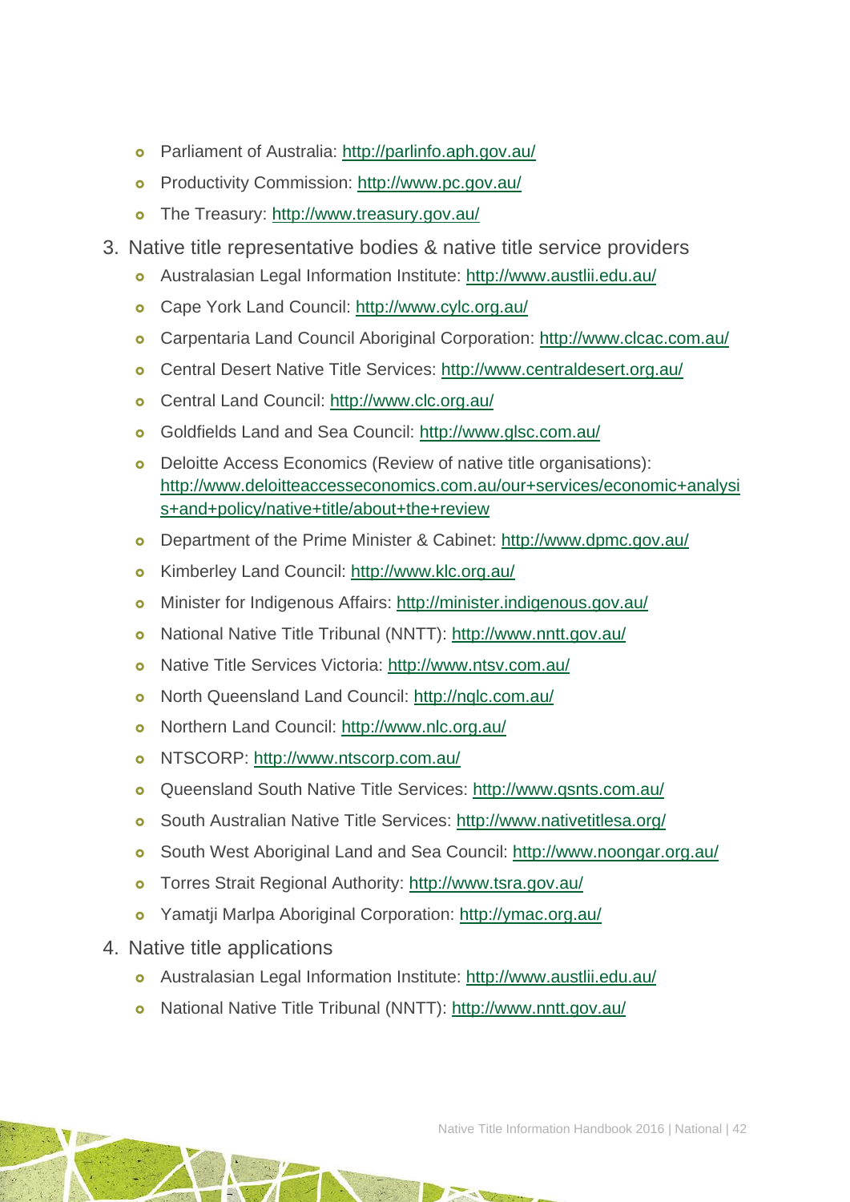- Parliament of Australia: [http://parlinfo.aph.gov.au/](http://parlinfo.aph.gov.au/)
- Productivity Commission: [http://www.pc.gov.au/](http://www.pc.gov.au/)
- The Treasury: [http://www.treasury.gov.au/](http://www.treasury.gov.au/)

3. Native title representative bodies & native title service providers
   - Australasian Legal Information Institute: [http://www.austlii.edu.au/](http://www.austlii.edu.au/)
   - Cape York Land Council: [http://www.cylc.org.au/](http://www.cylc.org.au/)
   - Carpentaria Land Council Aboriginal Corporation: [http://www.clcac.com.au/](http://www.clcac.com.au/)
   - Central Desert Native Title Services: [http://www.centraldesert.org.au/](http://www.centraldesert.org.au/)
   - Central Land Council: [http://www.clc.org.au/](http://www.clc.org.au/)
   - Goldfields Land and Sea Council: [http://www.glsc.com.au/](http://www.glsc.com.au/)
   - Deloitte Access Economics (Review of native title organisations): [http://www.deloitteaccesseconomics.com.au/our+services/economic+analysis+and+policy/native+title/about+the+review](http://www.deloitteaccesseconomics.com.au/our+services/economic+analysis+and+policy/native+title/about+the+review)
   - Department of the Prime Minister & Cabinet: [http://www.dpmc.gov.au/](http://www.dpmc.gov.au/)
   - Kimberley Land Council: [http://www.klc.org.au/](http://www.klc.org.au/)
   - Minister for Indigenous Affairs: [http://minister.indigenous.gov.au/](http://minister.indigenous.gov.au/)
   - National Native Title Tribunal (NNTT): [http://www.nntt.gov.au/](http://www.nntt.gov.au/)
   - Native Title Services Victoria: [http://www.ntsv.com.au/](http://www.ntsv.com.au/)
   - North Queensland Land Council: [http://nqlc.com.au/](http://nqlc.com.au/)
   - Northern Land Council: [http://www.nlc.org.au/](http://www.nlc.org.au/)
   - NTSCORP: [http://www.ntscorp.com.au/](http://www.ntscorp.com.au/)
   - Queensland South Native Title Services: [http://www.qsnts.com.au/](http://www.qsnts.com.au/)
   - South Australian Native Title Services: [http://www.nativetitlesa.org/](http://www.nativetitlesa.org/)
   - South West Aboriginal Land and Sea Council: [http://www.noongar.org.au/](http://www.noongar.org.au/)
   - Torres Strait Regional Authority: [http://www.tsra.gov.au/](http://www.tsra.gov.au/)
   - Yamatji Marlpa Aboriginal Corporation: [http://ymac.org.au/](http://ymac.org.au/)
4. Native title applications
   - Australasian Legal Information Institute: [http://www.austlii.edu.au/](http://www.austlii.edu.au/)
   - National Native Title Tribunal (NNTT): [http://www.nntt.gov.au/](http://www.nntt.gov.au/)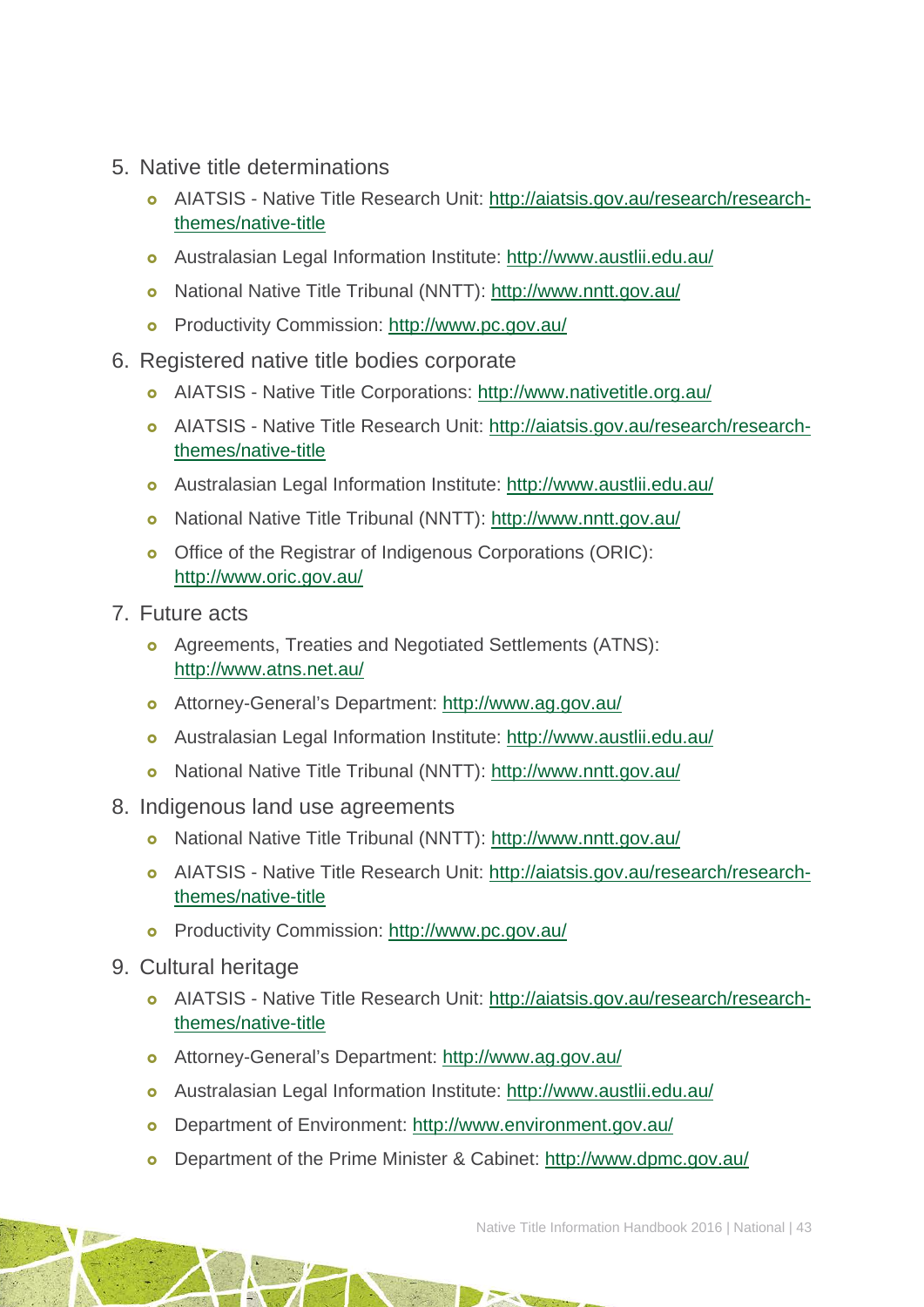5. Native title determinations
    - AIATSIS - Native Title Research Unit: http://aiatsis.gov.au/research/research-themes/native-title
    - Australasian Legal Information Institute: http://www.austlii.edu.au/
    - National Native Title Tribunal (NNTT): http://www.nntt.gov.au/
    - Productivity Commission: http://www.pc.gov.au/
6. Registered native title bodies corporate
    - AIATSIS - Native Title Corporations: http://www.nativetitle.org.au/
    - AIATSIS - Native Title Research Unit: http://aiatsis.gov.au/research/research-themes/native-title
    - Australasian Legal Information Institute: http://www.austlii.edu.au/
    - National Native Title Tribunal (NNTT): http://www.nntt.gov.au/
    - Office of the Registrar of Indigenous Corporations (ORIC): http://www.oric.gov.au/
7. Future acts
    - Agreements, Treaties and Negotiated Settlements (ATNS): http://www.atns.net.au/
    - Attorney-General's Department: http://www.ag.gov.au/
    - Australasian Legal Information Institute: http://www.austlii.edu.au/
    - National Native Title Tribunal (NNTT): http://www.nntt.gov.au/
8. Indigenous land use agreements
    - National Native Title Tribunal (NNTT): http://www.nntt.gov.au/
    - AIATSIS - Native Title Research Unit: http://aiatsis.gov.au/research/research-themes/native-title
    - Productivity Commission: http://www.pc.gov.au/
9. Cultural heritage
    - AIATSIS - Native Title Research Unit: http://aiatsis.gov.au/research/research-themes/native-title
    - Attorney-General's Department: http://www.ag.gov.au/
    - Australasian Legal Information Institute: http://www.austlii.edu.au/
    - Department of Environment: http://www.environment.gov.au/
    - Department of the Prime Minister & Cabinet: http://www.dpmc.gov.au/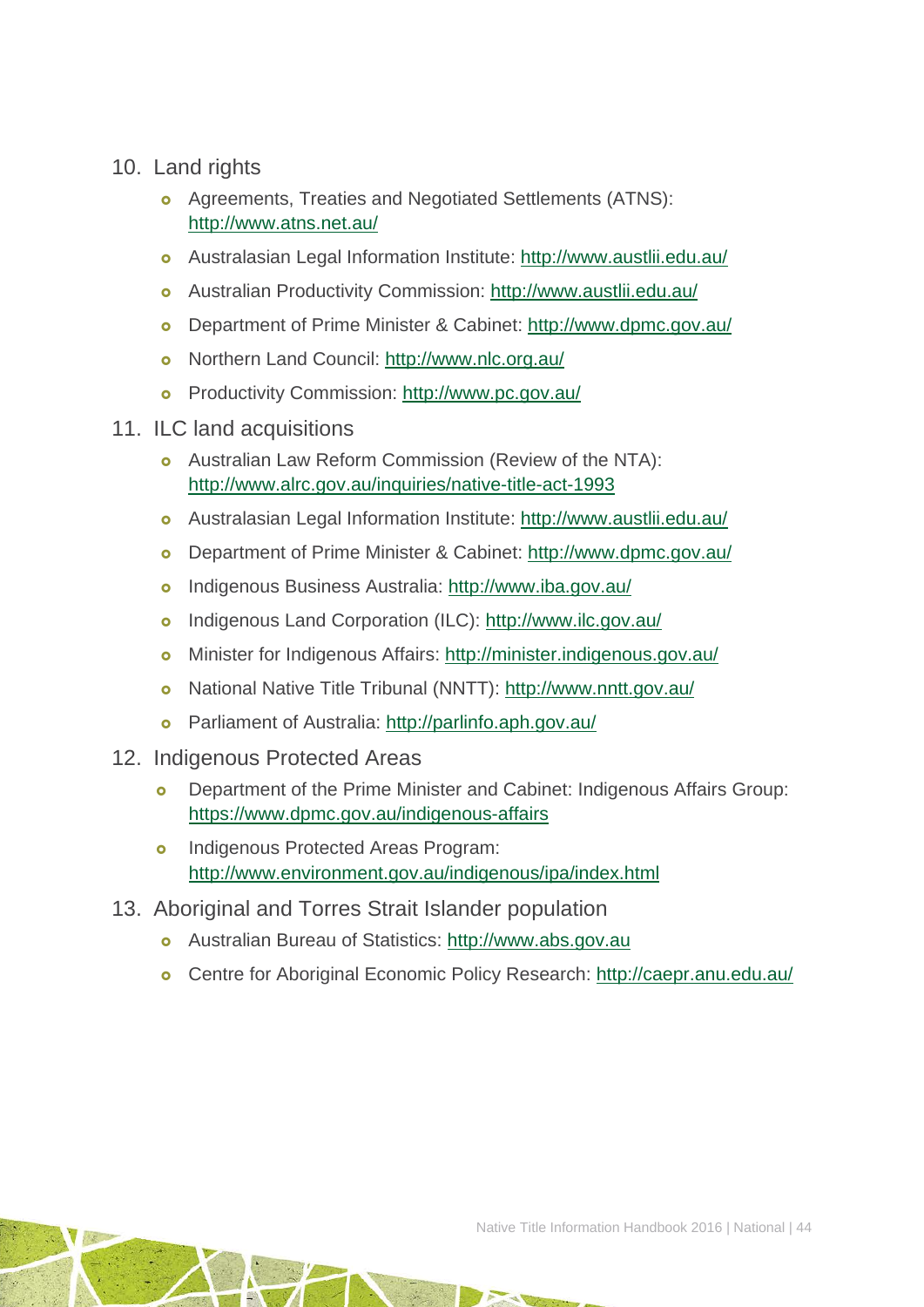10. Land rights
    - Agreements, Treaties and Negotiated Settlements (ATNS): http://www.atns.net.au/
    - Australasian Legal Information Institute: http://www.austlii.edu.au/
    - Australian Productivity Commission: http://www.austlii.edu.au/
    - Department of Prime Minister & Cabinet: http://www.dpmc.gov.au/
    - Northern Land Council: http://www.nlc.org.au/
    - Productivity Commission: http://www.pc.gov.au/
11. ILC land acquisitions
    - Australian Law Reform Commission (Review of the NTA): http://www.alrc.gov.au/inquiries/native-title-act-1993
    - Australasian Legal Information Institute: http://www.austlii.edu.au/
    - Department of Prime Minister & Cabinet: http://www.dpmc.gov.au/
    - Indigenous Business Australia: http://www.iba.gov.au/
    - Indigenous Land Corporation (ILC): http://www.ilc.gov.au/
    - Minister for Indigenous Affairs: http://minister.indigenous.gov.au/
    - National Native Title Tribunal (NNTT): http://www.nntt.gov.au/
    - Parliament of Australia: http://parlinfo.aph.gov.au/
12. Indigenous Protected Areas
    - Department of the Prime Minister and Cabinet: Indigenous Affairs Group: https://www.dpmc.gov.au/indigenous-affairs
    - Indigenous Protected Areas Program: http://www.environment.gov.au/indigenous/ipa/index.html
13. Aboriginal and Torres Strait Islander population
    - Australian Bureau of Statistics: http://www.abs.gov.au
    - Centre for Aboriginal Economic Policy Research: http://caepr.anu.edu.au/